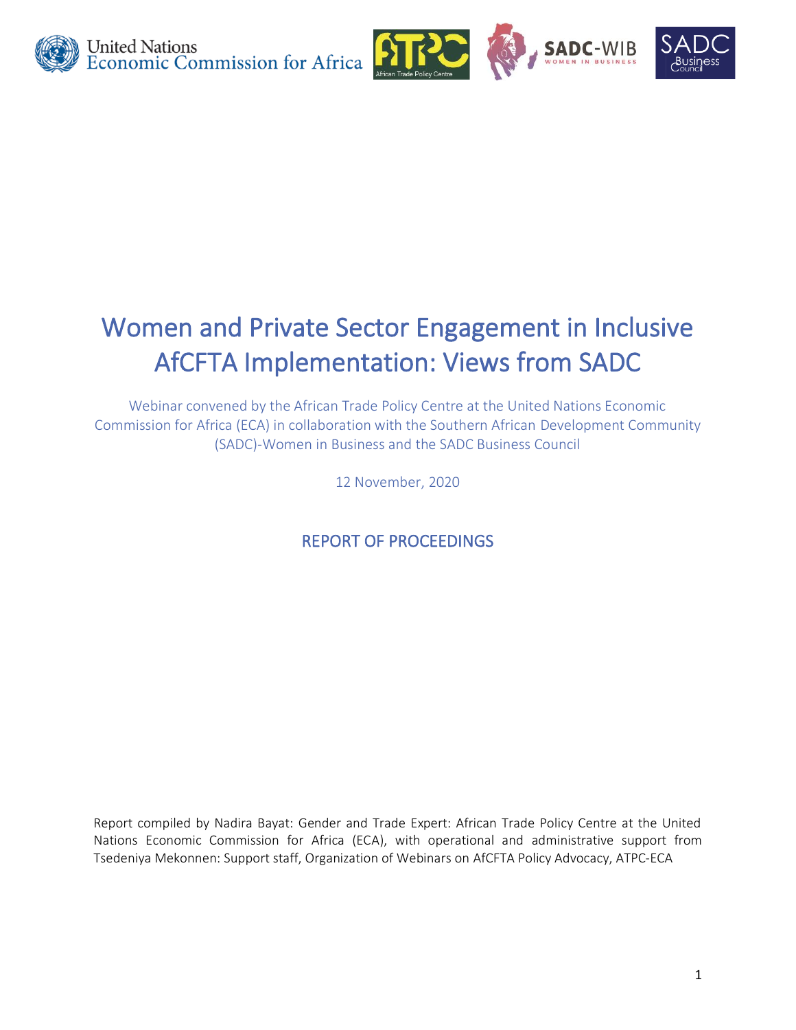# Women and Private Sector Engagement in Inclusive AfCFTA Implementation: Views from SADC

Webinar convened by the African Trade Policy Centre at the United Nations Economic Commission for Africa (ECA) in collaboration with the Southern African Development Community (SADC)-Women in Business and the SADC Business Council

12 November, 2020

## REPORT OF PROCEEDINGS

Report compiled by Nadira Bayat: Gender and Trade Expert: African Trade Policy Centre at the United Nations Economic Commission for Africa (ECA), with operational and administrative support from Tsedeniya Mekonnen: Support staff, Organization of Webinars on AfCFTA Policy Advocacy, ATPC-ECA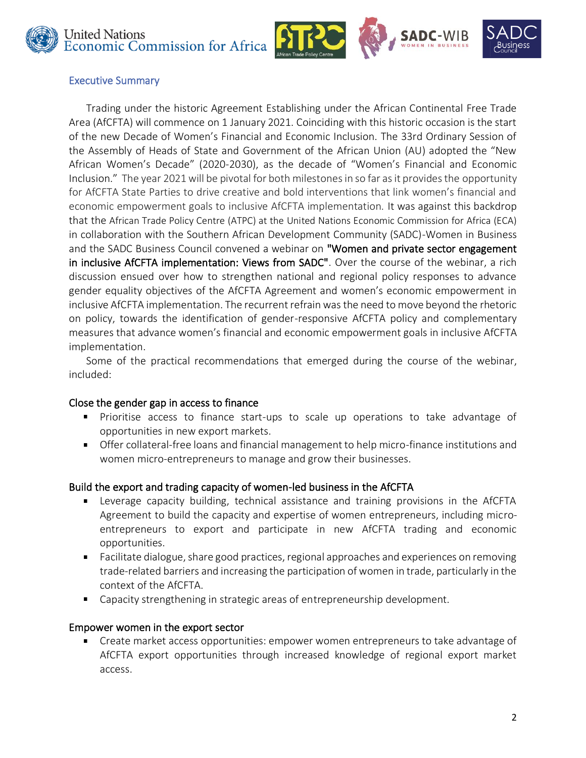## Executive Summary

Trading under the historic Agreement Establishing under the African Continental Free Trade Area (AfCFTA) will commence on 1 January 2021. Coinciding with this historic occasion is the start of the new Decade of Women's Financial and Economic Inclusion. The 33rd Ordinary Session of the Assembly of Heads of State and Government of the African Union (AU) adopted the "New African Women's Decade" (2020-2030), as the decade of "Women's Financial and Economic Inclusion." The year 2021 will be pivotal for both milestones in so far as it provides the opportunity for AfCFTA State Parties to drive creative and bold interventions that link women's financial and economic empowerment goals to inclusive AfCFTA implementation. It was against this backdrop that the African Trade Policy Centre (ATPC) at the United Nations Economic Commission for Africa (ECA) in collaboration with the Southern African Development Community (SADC)-Women in Business and the SADC Business Council convened a webinar on **"Women and private sector engagement in inclusive AfCFTA implementation: Views from SADC"**. Over the course of the webinar, a rich discussion ensued over how to strengthen national and regional policy responses to advance gender equality objectives of the AfCFTA Agreement and women's economic empowerment in inclusive AfCFTA implementation. The recurrent refrain was the need to move beyond the rhetoric on policy, towards the identification of gender-responsive AfCFTA policy and complementary measures that advance women's financial and economic empowerment goals in inclusive AfCFTA implementation.

Some of the practical recommendations that emerged during the course of the webinar, included:

### Close the gender gap in access to finance

- Prioritise access to finance start-ups to scale up operations to take advantage of opportunities in new export markets.
- Offer collateral-free loans and financial management to help micro-finance institutions and women micro-entrepreneurs to manage and grow their businesses.

### Build the export and trading capacity of women-led business in the AfCFTA

- Leverage capacity building, technical assistance and training provisions in the AfCFTA Agreement to build the capacity and expertise of women entrepreneurs, including micro-entrepreneurs to export and participate in new AfCFTA trading and economic opportunities.
- Facilitate dialogue, share good practices, regional approaches and experiences on removing trade-related barriers and increasing the participation of women in trade, particularly in the context of the AfCFTA.
- Capacity strengthening in strategic areas of entrepreneurship development.

### Empower women in the export sector

- Create market access opportunities: empower women entrepreneurs to take advantage of AfCFTA export opportunities through increased knowledge of regional export market access.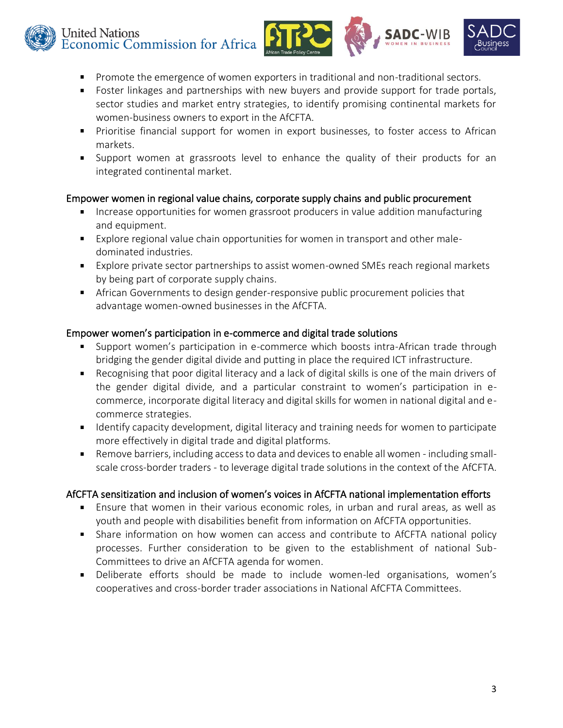- Promote the emergence of women exporters in traditional and non-traditional sectors.
- Foster linkages and partnerships with new buyers and provide support for trade portals, sector studies and market entry strategies, to identify promising continental markets for women-business owners to export in the AfCFTA.
- Prioritise financial support for women in export businesses, to foster access to African markets.
- Support women at grassroots level to enhance the quality of their products for an integrated continental market.

## Empower women in regional value chains, corporate supply chains and public procurement

- Increase opportunities for women grassroot producers in value addition manufacturing and equipment.
- Explore regional value chain opportunities for women in transport and other male-dominated industries.
- Explore private sector partnerships to assist women-owned SMEs reach regional markets by being part of corporate supply chains.
- African Governments to design gender-responsive public procurement policies that advantage women-owned businesses in the AfCFTA.

## Empower women's participation in e-commerce and digital trade solutions

- Support women's participation in e-commerce which boosts intra-African trade through bridging the gender digital divide and putting in place the required ICT infrastructure.
- Recognising that poor digital literacy and a lack of digital skills is one of the main drivers of the gender digital divide, and a particular constraint to women's participation in e-commerce, incorporate digital literacy and digital skills for women in national digital and e-commerce strategies.
- Identify capacity development, digital literacy and training needs for women to participate more effectively in digital trade and digital platforms.
- Remove barriers, including access to data and devices to enable all women - including small-scale cross-border traders - to leverage digital trade solutions in the context of the AfCFTA.

## AfCFTA sensitization and inclusion of women's voices in AfCFTA national implementation efforts

- Ensure that women in their various economic roles, in urban and rural areas, as well as youth and people with disabilities benefit from information on AfCFTA opportunities.
- Share information on how women can access and contribute to AfCFTA national policy processes. Further consideration to be given to the establishment of national Sub-Committees to drive an AfCFTA agenda for women.
- Deliberate efforts should be made to include women-led organisations, women's cooperatives and cross-border trader associations in National AfCFTA Committees.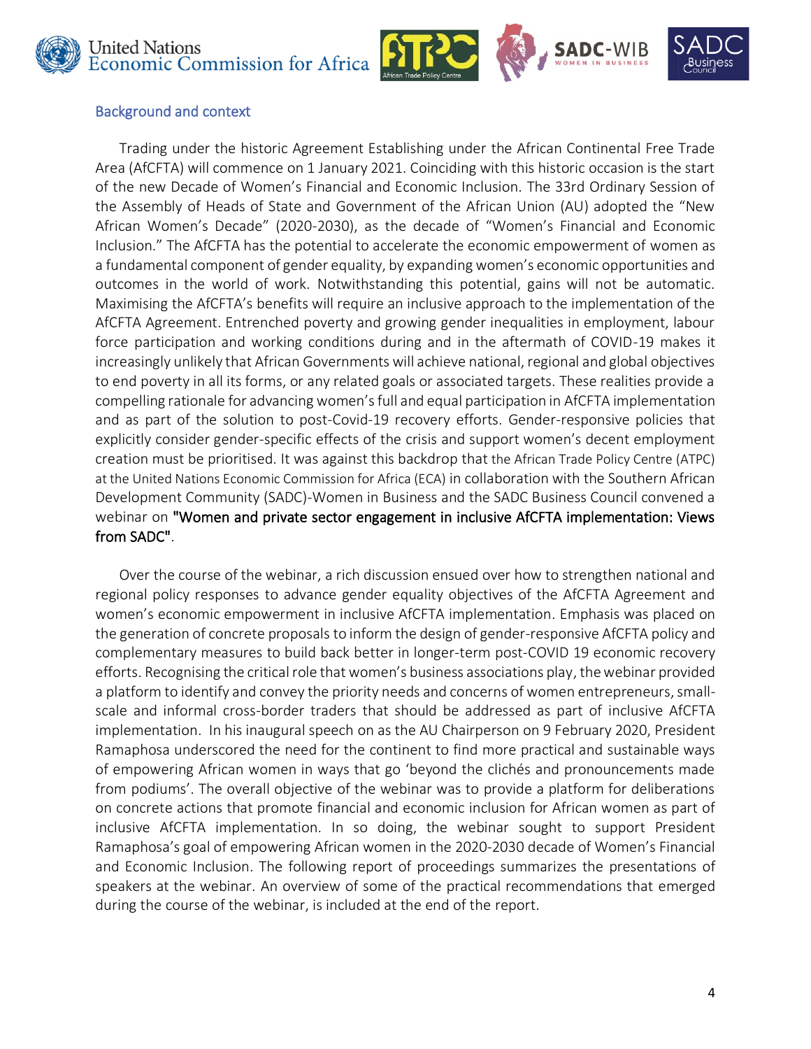## Background and context

Trading under the historic Agreement Establishing under the African Continental Free Trade Area (AfCFTA) will commence on 1 January 2021. Coinciding with this historic occasion is the start of the new Decade of Women's Financial and Economic Inclusion. The 33rd Ordinary Session of the Assembly of Heads of State and Government of the African Union (AU) adopted the "New African Women's Decade" (2020-2030), as the decade of "Women's Financial and Economic Inclusion." The AfCFTA has the potential to accelerate the economic empowerment of women as a fundamental component of gender equality, by expanding women's economic opportunities and outcomes in the world of work. Notwithstanding this potential, gains will not be automatic. Maximising the AfCFTA's benefits will require an inclusive approach to the implementation of the AfCFTA Agreement. Entrenched poverty and growing gender inequalities in employment, labour force participation and working conditions during and in the aftermath of COVID-19 makes it increasingly unlikely that African Governments will achieve national, regional and global objectives to end poverty in all its forms, or any related goals or associated targets. These realities provide a compelling rationale for advancing women's full and equal participation in AfCFTA implementation and as part of the solution to post-Covid-19 recovery efforts. Gender-responsive policies that explicitly consider gender-specific effects of the crisis and support women's decent employment creation must be prioritised. It was against this backdrop that the African Trade Policy Centre (ATPC) at the United Nations Economic Commission for Africa (ECA) in collaboration with the Southern African Development Community (SADC)-Women in Business and the SADC Business Council convened a webinar on **"Women and private sector engagement in inclusive AfCFTA implementation: Views from SADC"**.

Over the course of the webinar, a rich discussion ensued over how to strengthen national and regional policy responses to advance gender equality objectives of the AfCFTA Agreement and women's economic empowerment in inclusive AfCFTA implementation. Emphasis was placed on the generation of concrete proposals to inform the design of gender-responsive AfCFTA policy and complementary measures to build back better in longer-term post-COVID 19 economic recovery efforts. Recognising the critical role that women's business associations play, the webinar provided a platform to identify and convey the priority needs and concerns of women entrepreneurs, small-scale and informal cross-border traders that should be addressed as part of inclusive AfCFTA implementation. In his inaugural speech on as the AU Chairperson on 9 February 2020, President Ramaphosa underscored the need for the continent to find more practical and sustainable ways of empowering African women in ways that go 'beyond the clichés and pronouncements made from podiums'. The overall objective of the webinar was to provide a platform for deliberations on concrete actions that promote financial and economic inclusion for African women as part of inclusive AfCFTA implementation. In so doing, the webinar sought to support President Ramaphosa's goal of empowering African women in the 2020-2030 decade of Women's Financial and Economic Inclusion. The following report of proceedings summarizes the presentations of speakers at the webinar. An overview of some of the practical recommendations that emerged during the course of the webinar, is included at the end of the report.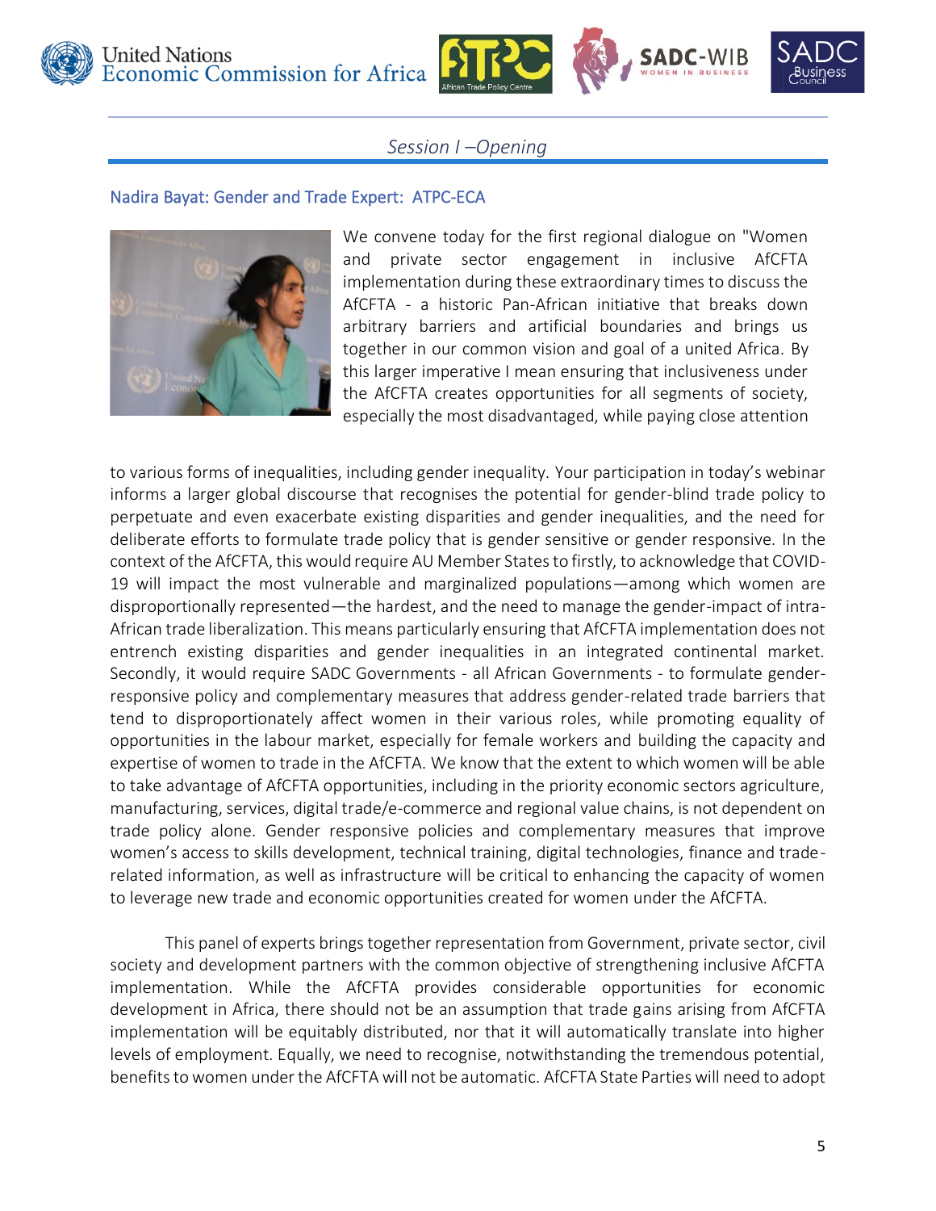*Session I –Opening*

## Nadira Bayat: Gender and Trade Expert: ATPC-ECA

We convene today for the first regional dialogue on "Women and private sector engagement in inclusive AfCFTA implementation during these extraordinary times to discuss the AfCFTA - a historic Pan-African initiative that breaks down arbitrary barriers and artificial boundaries and brings us together in our common vision and goal of a united Africa. By this larger imperative I mean ensuring that inclusiveness under the AfCFTA creates opportunities for all segments of society, especially the most disadvantaged, while paying close attention to various forms of inequalities, including gender inequality. Your participation in today's webinar informs a larger global discourse that recognises the potential for gender-blind trade policy to perpetuate and even exacerbate existing disparities and gender inequalities, and the need for deliberate efforts to formulate trade policy that is gender sensitive or gender responsive. In the context of the AfCFTA, this would require AU Member States to firstly, to acknowledge that COVID-19 will impact the most vulnerable and marginalized populations—among which women are disproportionally represented—the hardest, and the need to manage the gender-impact of intra-African trade liberalization. This means particularly ensuring that AfCFTA implementation does not entrench existing disparities and gender inequalities in an integrated continental market. Secondly, it would require SADC Governments - all African Governments - to formulate gender-responsive policy and complementary measures that address gender-related trade barriers that tend to disproportionately affect women in their various roles, while promoting equality of opportunities in the labour market, especially for female workers and building the capacity and expertise of women to trade in the AfCFTA. We know that the extent to which women will be able to take advantage of AfCFTA opportunities, including in the priority economic sectors agriculture, manufacturing, services, digital trade/e-commerce and regional value chains, is not dependent on trade policy alone. Gender responsive policies and complementary measures that improve women's access to skills development, technical training, digital technologies, finance and trade-related information, as well as infrastructure will be critical to enhancing the capacity of women to leverage new trade and economic opportunities created for women under the AfCFTA.

This panel of experts brings together representation from Government, private sector, civil society and development partners with the common objective of strengthening inclusive AfCFTA implementation. While the AfCFTA provides considerable opportunities for economic development in Africa, there should not be an assumption that trade gains arising from AfCFTA implementation will be equitably distributed, nor that it will automatically translate into higher levels of employment. Equally, we need to recognise, notwithstanding the tremendous potential, benefits to women under the AfCFTA will not be automatic. AfCFTA State Parties will need to adopt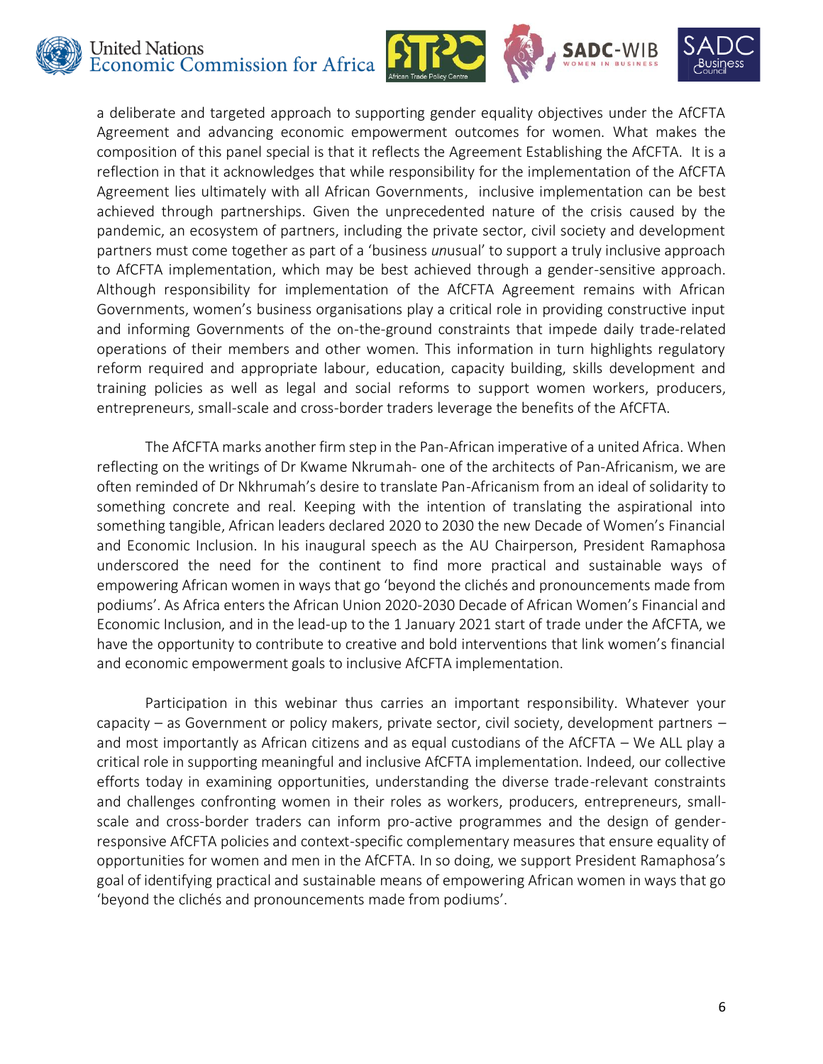a deliberate and targeted approach to supporting gender equality objectives under the AfCFTA Agreement and advancing economic empowerment outcomes for women. What makes the composition of this panel special is that it reflects the Agreement Establishing the AfCFTA. It is a reflection in that it acknowledges that while responsibility for the implementation of the AfCFTA Agreement lies ultimately with all African Governments, inclusive implementation can be best achieved through partnerships. Given the unprecedented nature of the crisis caused by the pandemic, an ecosystem of partners, including the private sector, civil society and development partners must come together as part of a 'business *un*usual' to support a truly inclusive approach to AfCFTA implementation, which may be best achieved through a gender-sensitive approach. Although responsibility for implementation of the AfCFTA Agreement remains with African Governments, women's business organisations play a critical role in providing constructive input and informing Governments of the on-the-ground constraints that impede daily trade-related operations of their members and other women. This information in turn highlights regulatory reform required and appropriate labour, education, capacity building, skills development and training policies as well as legal and social reforms to support women workers, producers, entrepreneurs, small-scale and cross-border traders leverage the benefits of the AfCFTA.

The AfCFTA marks another firm step in the Pan-African imperative of a united Africa. When reflecting on the writings of Dr Kwame Nkrumah- one of the architects of Pan-Africanism, we are often reminded of Dr Nkhrumah's desire to translate Pan-Africanism from an ideal of solidarity to something concrete and real. Keeping with the intention of translating the aspirational into something tangible, African leaders declared 2020 to 2030 the new Decade of Women's Financial and Economic Inclusion. In his inaugural speech as the AU Chairperson, President Ramaphosa underscored the need for the continent to find more practical and sustainable ways of empowering African women in ways that go 'beyond the clichés and pronouncements made from podiums'. As Africa enters the African Union 2020-2030 Decade of African Women's Financial and Economic Inclusion, and in the lead-up to the 1 January 2021 start of trade under the AfCFTA, we have the opportunity to contribute to creative and bold interventions that link women's financial and economic empowerment goals to inclusive AfCFTA implementation.

Participation in this webinar thus carries an important responsibility. Whatever your capacity – as Government or policy makers, private sector, civil society, development partners – and most importantly as African citizens and as equal custodians of the AfCFTA – We ALL play a critical role in supporting meaningful and inclusive AfCFTA implementation. Indeed, our collective efforts today in examining opportunities, understanding the diverse trade-relevant constraints and challenges confronting women in their roles as workers, producers, entrepreneurs, small-scale and cross-border traders can inform pro-active programmes and the design of gender-responsive AfCFTA policies and context-specific complementary measures that ensure equality of opportunities for women and men in the AfCFTA. In so doing, we support President Ramaphosa's goal of identifying practical and sustainable means of empowering African women in ways that go 'beyond the clichés and pronouncements made from podiums'.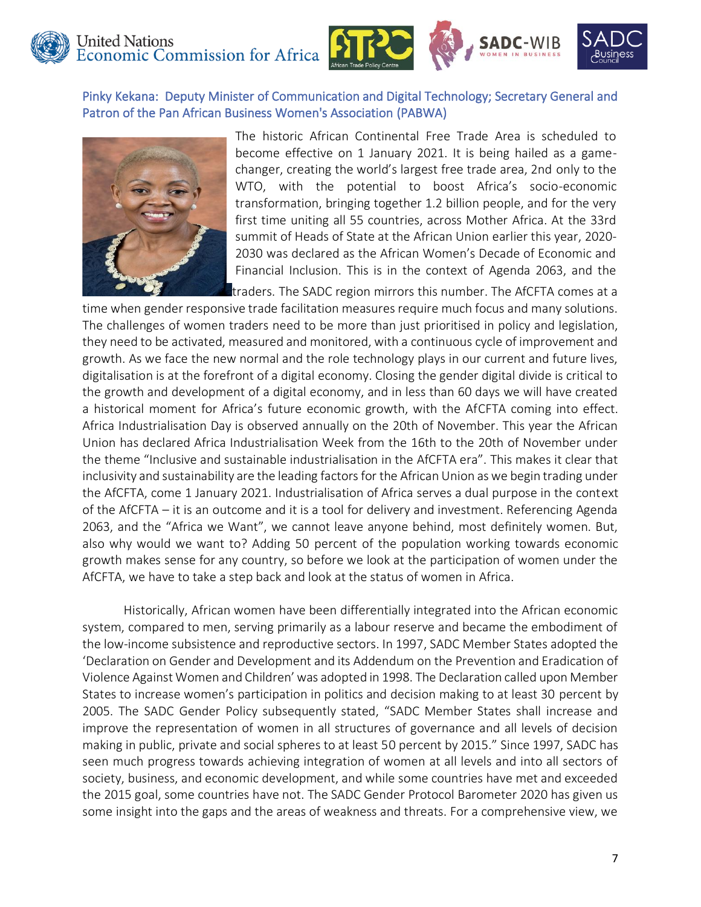### Pinky Kekana: Deputy Minister of Communication and Digital Technology; Secretary General and Patron of the Pan African Business Women's Association (PABWA)

The historic African Continental Free Trade Area is scheduled to become effective on 1 January 2021. It is being hailed as a game-changer, creating the world's largest free trade area, 2nd only to the WTO, with the potential to boost Africa's socio-economic transformation, bringing together 1.2 billion people, and for the very first time uniting all 55 countries, across Mother Africa. At the 33rd summit of Heads of State at the African Union earlier this year, 2020-2030 was declared as the African Women's Decade of Economic and Financial Inclusion. This is in the context of Agenda 2063, and the traders. The SADC region mirrors this number. The AfCFTA comes at a time when gender responsive trade facilitation measures require much focus and many solutions. The challenges of women traders need to be more than just prioritised in policy and legislation, they need to be activated, measured and monitored, with a continuous cycle of improvement and growth. As we face the new normal and the role technology plays in our current and future lives, digitalisation is at the forefront of a digital economy. Closing the gender digital divide is critical to the growth and development of a digital economy, and in less than 60 days we will have created a historical moment for Africa's future economic growth, with the AfCFTA coming into effect. Africa Industrialisation Day is observed annually on the 20th of November. This year the African Union has declared Africa Industrialisation Week from the 16th to the 20th of November under the theme "Inclusive and sustainable industrialisation in the AfCFTA era". This makes it clear that inclusivity and sustainability are the leading factors for the African Union as we begin trading under the AfCFTA, come 1 January 2021. Industrialisation of Africa serves a dual purpose in the context of the AfCFTA – it is an outcome and it is a tool for delivery and investment. Referencing Agenda 2063, and the "Africa we Want", we cannot leave anyone behind, most definitely women. But, also why would we want to? Adding 50 percent of the population working towards economic growth makes sense for any country, so before we look at the participation of women under the AfCFTA, we have to take a step back and look at the status of women in Africa.

Historically, African women have been differentially integrated into the African economic system, compared to men, serving primarily as a labour reserve and became the embodiment of the low-income subsistence and reproductive sectors. In 1997, SADC Member States adopted the 'Declaration on Gender and Development and its Addendum on the Prevention and Eradication of Violence Against Women and Children' was adopted in 1998. The Declaration called upon Member States to increase women's participation in politics and decision making to at least 30 percent by 2005. The SADC Gender Policy subsequently stated, "SADC Member States shall increase and improve the representation of women in all structures of governance and all levels of decision making in public, private and social spheres to at least 50 percent by 2015." Since 1997, SADC has seen much progress towards achieving integration of women at all levels and into all sectors of society, business, and economic development, and while some countries have met and exceeded the 2015 goal, some countries have not. The SADC Gender Protocol Barometer 2020 has given us some insight into the gaps and the areas of weakness and threats. For a comprehensive view, we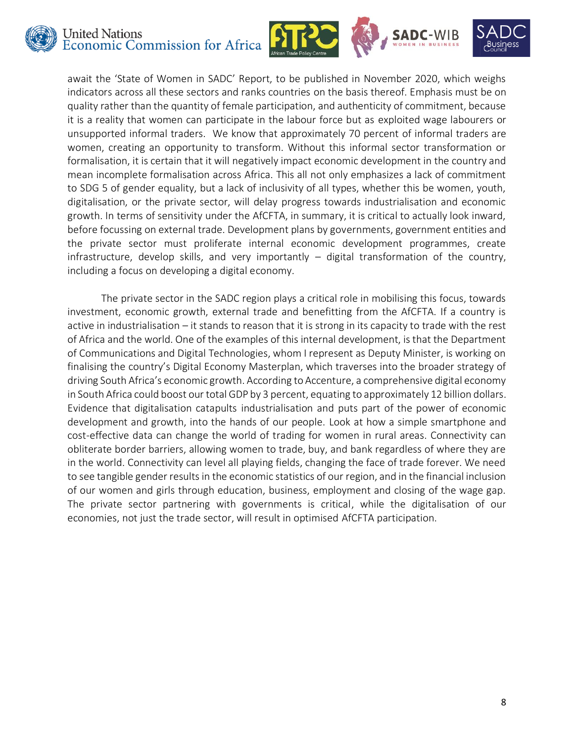await the 'State of Women in SADC' Report, to be published in November 2020, which weighs indicators across all these sectors and ranks countries on the basis thereof. Emphasis must be on quality rather than the quantity of female participation, and authenticity of commitment, because it is a reality that women can participate in the labour force but as exploited wage labourers or unsupported informal traders. We know that approximately 70 percent of informal traders are women, creating an opportunity to transform. Without this informal sector transformation or formalisation, it is certain that it will negatively impact economic development in the country and mean incomplete formalisation across Africa. This all not only emphasizes a lack of commitment to SDG 5 of gender equality, but a lack of inclusivity of all types, whether this be women, youth, digitalisation, or the private sector, will delay progress towards industrialisation and economic growth. In terms of sensitivity under the AfCFTA, in summary, it is critical to actually look inward, before focussing on external trade. Development plans by governments, government entities and the private sector must proliferate internal economic development programmes, create infrastructure, develop skills, and very importantly – digital transformation of the country, including a focus on developing a digital economy.

The private sector in the SADC region plays a critical role in mobilising this focus, towards investment, economic growth, external trade and benefitting from the AfCFTA. If a country is active in industrialisation – it stands to reason that it is strong in its capacity to trade with the rest of Africa and the world. One of the examples of this internal development, is that the Department of Communications and Digital Technologies, whom I represent as Deputy Minister, is working on finalising the country's Digital Economy Masterplan, which traverses into the broader strategy of driving South Africa's economic growth. According to Accenture, a comprehensive digital economy in South Africa could boost our total GDP by 3 percent, equating to approximately 12 billion dollars. Evidence that digitalisation catapults industrialisation and puts part of the power of economic development and growth, into the hands of our people. Look at how a simple smartphone and cost-effective data can change the world of trading for women in rural areas. Connectivity can obliterate border barriers, allowing women to trade, buy, and bank regardless of where they are in the world. Connectivity can level all playing fields, changing the face of trade forever. We need to see tangible gender results in the economic statistics of our region, and in the financial inclusion of our women and girls through education, business, employment and closing of the wage gap. The private sector partnering with governments is critical, while the digitalisation of our economies, not just the trade sector, will result in optimised AfCFTA participation.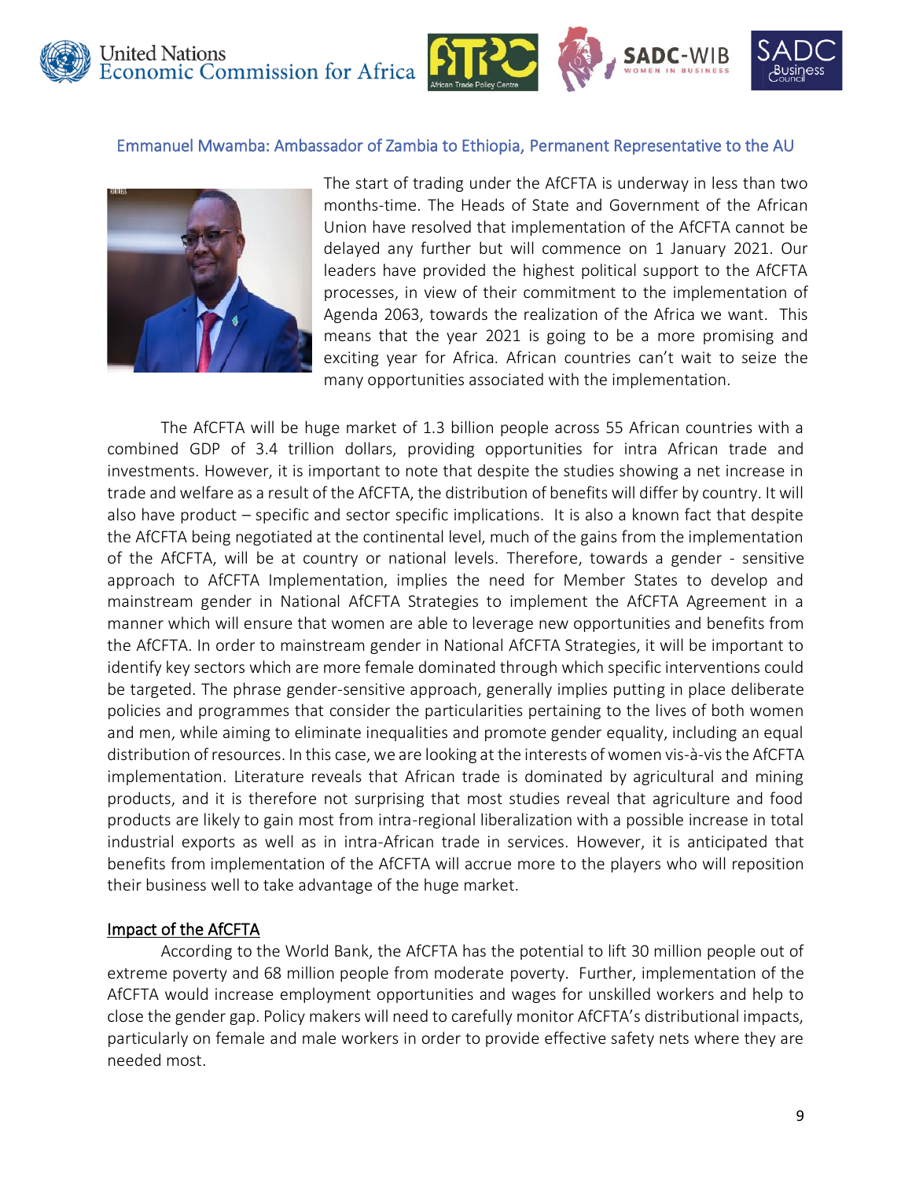## Emmanuel Mwamba: Ambassador of Zambia to Ethiopia, Permanent Representative to the AU

The start of trading under the AfCFTA is underway in less than two months-time. The Heads of State and Government of the African Union have resolved that implementation of the AfCFTA cannot be delayed any further but will commence on 1 January 2021. Our leaders have provided the highest political support to the AfCFTA processes, in view of their commitment to the implementation of Agenda 2063, towards the realization of the Africa we want. This means that the year 2021 is going to be a more promising and exciting year for Africa. African countries can't wait to seize the many opportunities associated with the implementation.

The AfCFTA will be huge market of 1.3 billion people across 55 African countries with a combined GDP of 3.4 trillion dollars, providing opportunities for intra African trade and investments. However, it is important to note that despite the studies showing a net increase in trade and welfare as a result of the AfCFTA, the distribution of benefits will differ by country. It will also have product – specific and sector specific implications. It is also a known fact that despite the AfCFTA being negotiated at the continental level, much of the gains from the implementation of the AfCFTA, will be at country or national levels. Therefore, towards a gender - sensitive approach to AfCFTA Implementation, implies the need for Member States to develop and mainstream gender in National AfCFTA Strategies to implement the AfCFTA Agreement in a manner which will ensure that women are able to leverage new opportunities and benefits from the AfCFTA. In order to mainstream gender in National AfCFTA Strategies, it will be important to identify key sectors which are more female dominated through which specific interventions could be targeted. The phrase gender-sensitive approach, generally implies putting in place deliberate policies and programmes that consider the particularities pertaining to the lives of both women and men, while aiming to eliminate inequalities and promote gender equality, including an equal distribution of resources. In this case, we are looking at the interests of women vis-à-vis the AfCFTA implementation. Literature reveals that African trade is dominated by agricultural and mining products, and it is therefore not surprising that most studies reveal that agriculture and food products are likely to gain most from intra-regional liberalization with a possible increase in total industrial exports as well as in intra-African trade in services. However, it is anticipated that benefits from implementation of the AfCFTA will accrue more to the players who will reposition their business well to take advantage of the huge market.

### Impact of the AfCFTA

According to the World Bank, the AfCFTA has the potential to lift 30 million people out of extreme poverty and 68 million people from moderate poverty. Further, implementation of the AfCFTA would increase employment opportunities and wages for unskilled workers and help to close the gender gap. Policy makers will need to carefully monitor AfCFTA's distributional impacts, particularly on female and male workers in order to provide effective safety nets where they are needed most.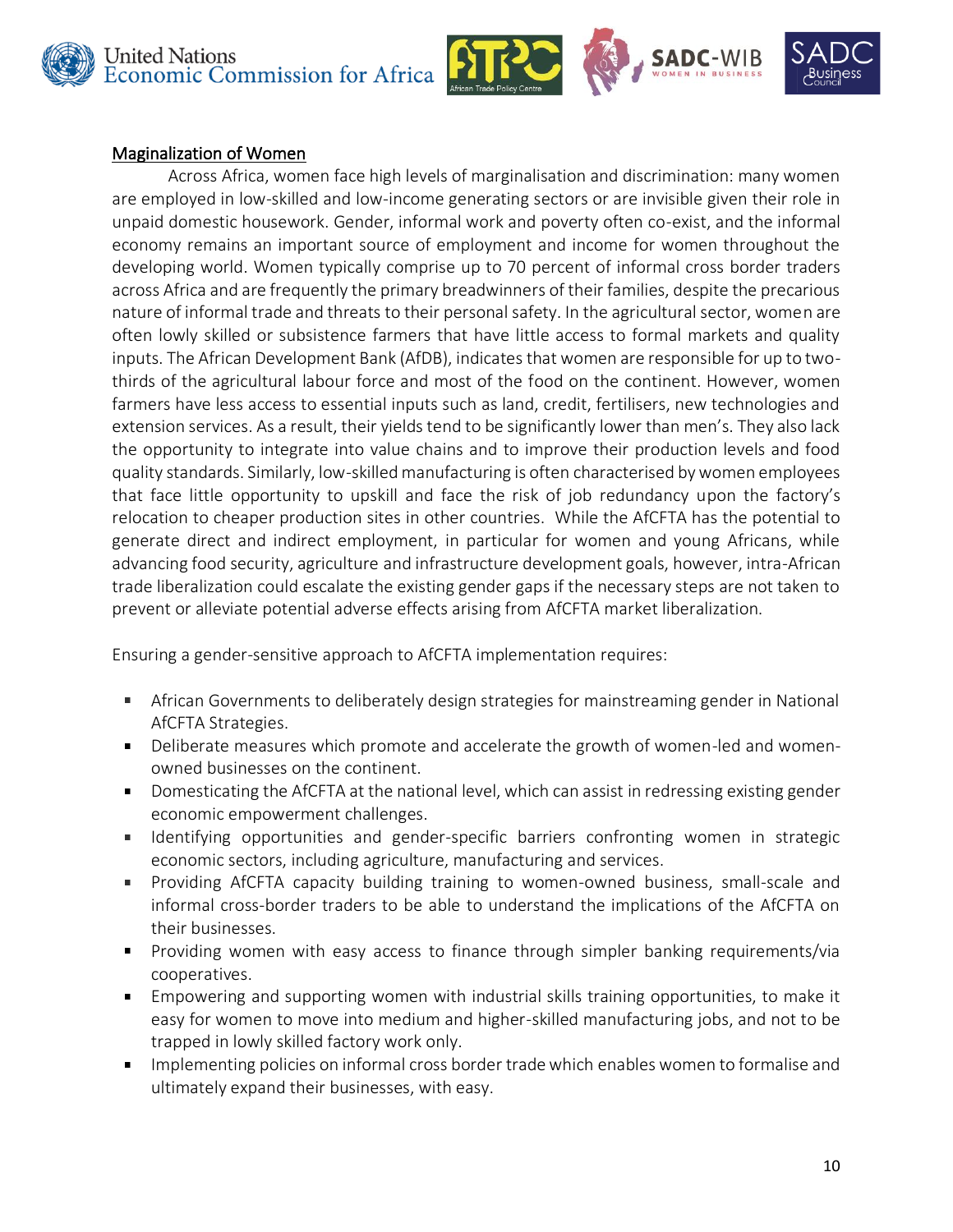## Maginalization of Women

Across Africa, women face high levels of marginalisation and discrimination: many women are employed in low-skilled and low-income generating sectors or are invisible given their role in unpaid domestic housework. Gender, informal work and poverty often co-exist, and the informal economy remains an important source of employment and income for women throughout the developing world. Women typically comprise up to 70 percent of informal cross border traders across Africa and are frequently the primary breadwinners of their families, despite the precarious nature of informal trade and threats to their personal safety. In the agricultural sector, women are often lowly skilled or subsistence farmers that have little access to formal markets and quality inputs. The African Development Bank (AfDB), indicates that women are responsible for up to two-thirds of the agricultural labour force and most of the food on the continent. However, women farmers have less access to essential inputs such as land, credit, fertilisers, new technologies and extension services. As a result, their yields tend to be significantly lower than men's. They also lack the opportunity to integrate into value chains and to improve their production levels and food quality standards. Similarly, low-skilled manufacturing is often characterised by women employees that face little opportunity to upskill and face the risk of job redundancy upon the factory's relocation to cheaper production sites in other countries. While the AfCFTA has the potential to generate direct and indirect employment, in particular for women and young Africans, while advancing food security, agriculture and infrastructure development goals, however, intra-African trade liberalization could escalate the existing gender gaps if the necessary steps are not taken to prevent or alleviate potential adverse effects arising from AfCFTA market liberalization.

Ensuring a gender-sensitive approach to AfCFTA implementation requires:

- African Governments to deliberately design strategies for mainstreaming gender in National AfCFTA Strategies.
- Deliberate measures which promote and accelerate the growth of women-led and women-owned businesses on the continent.
- Domesticating the AfCFTA at the national level, which can assist in redressing existing gender economic empowerment challenges.
- Identifying opportunities and gender-specific barriers confronting women in strategic economic sectors, including agriculture, manufacturing and services.
- Providing AfCFTA capacity building training to women-owned business, small-scale and informal cross-border traders to be able to understand the implications of the AfCFTA on their businesses.
- Providing women with easy access to finance through simpler banking requirements/via cooperatives.
- Empowering and supporting women with industrial skills training opportunities, to make it easy for women to move into medium and higher-skilled manufacturing jobs, and not to be trapped in lowly skilled factory work only.
- Implementing policies on informal cross border trade which enables women to formalise and ultimately expand their businesses, with easy.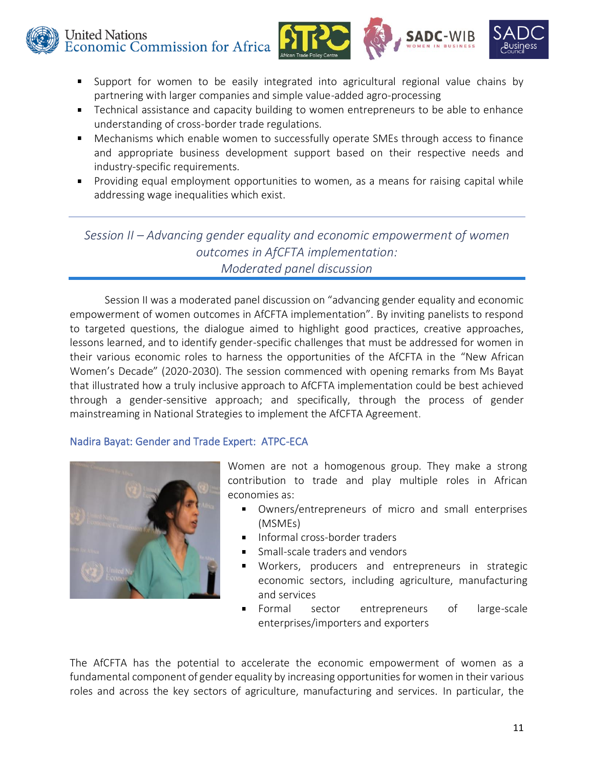- Support for women to be easily integrated into agricultural regional value chains by partnering with larger companies and simple value-added agro-processing
- Technical assistance and capacity building to women entrepreneurs to be able to enhance understanding of cross-border trade regulations.
- Mechanisms which enable women to successfully operate SMEs through access to finance and appropriate business development support based on their respective needs and industry-specific requirements.
- Providing equal employment opportunities to women, as a means for raising capital while addressing wage inequalities which exist.

## *Session II – Advancing gender equality and economic empowerment of women outcomes in AfCFTA implementation: Moderated panel discussion*

Session II was a moderated panel discussion on "advancing gender equality and economic empowerment of women outcomes in AfCFTA implementation". By inviting panelists to respond to targeted questions, the dialogue aimed to highlight good practices, creative approaches, lessons learned, and to identify gender-specific challenges that must be addressed for women in their various economic roles to harness the opportunities of the AfCFTA in the "New African Women's Decade" (2020-2030). The session commenced with opening remarks from Ms Bayat that illustrated how a truly inclusive approach to AfCFTA implementation could be best achieved through a gender-sensitive approach; and specifically, through the process of gender mainstreaming in National Strategies to implement the AfCFTA Agreement.

### Nadira Bayat: Gender and Trade Expert: ATPC-ECA

Women are not a homogenous group. They make a strong contribution to trade and play multiple roles in African economies as:

- Owners/entrepreneurs of micro and small enterprises (MSMEs)
- Informal cross-border traders
- Small-scale traders and vendors
- Workers, producers and entrepreneurs in strategic economic sectors, including agriculture, manufacturing and services
- Formal sector entrepreneurs of large-scale enterprises/importers and exporters

The AfCFTA has the potential to accelerate the economic empowerment of women as a fundamental component of gender equality by increasing opportunities for women in their various roles and across the key sectors of agriculture, manufacturing and services. In particular, the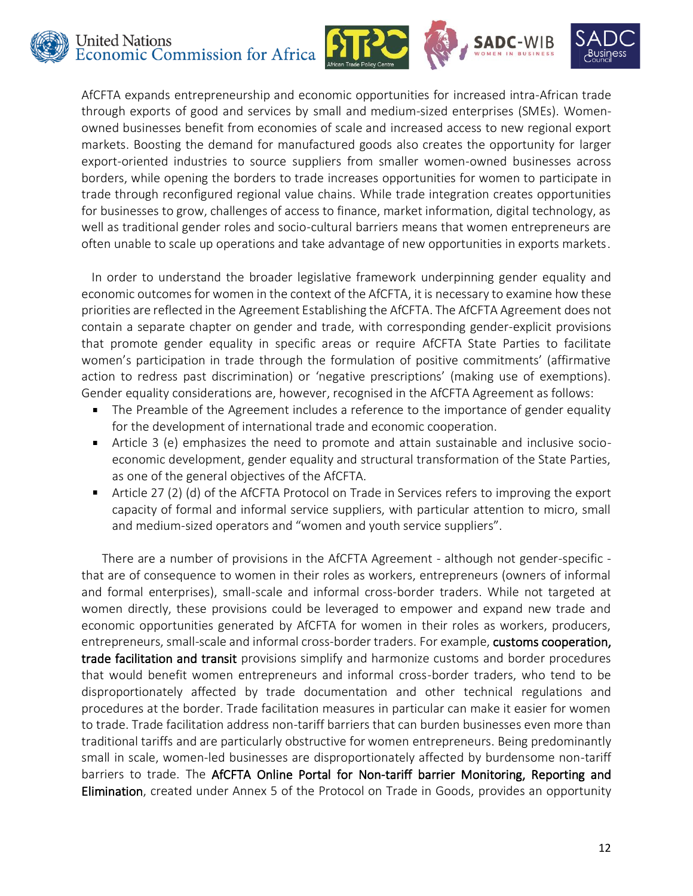AfCFTA expands entrepreneurship and economic opportunities for increased intra-African trade through exports of good and services by small and medium-sized enterprises (SMEs). Women-owned businesses benefit from economies of scale and increased access to new regional export markets. Boosting the demand for manufactured goods also creates the opportunity for larger export-oriented industries to source suppliers from smaller women-owned businesses across borders, while opening the borders to trade increases opportunities for women to participate in trade through reconfigured regional value chains. While trade integration creates opportunities for businesses to grow, challenges of access to finance, market information, digital technology, as well as traditional gender roles and socio-cultural barriers means that women entrepreneurs are often unable to scale up operations and take advantage of new opportunities in exports markets.

In order to understand the broader legislative framework underpinning gender equality and economic outcomes for women in the context of the AfCFTA, it is necessary to examine how these priorities are reflected in the Agreement Establishing the AfCFTA. The AfCFTA Agreement does not contain a separate chapter on gender and trade, with corresponding gender-explicit provisions that promote gender equality in specific areas or require AfCFTA State Parties to facilitate women's participation in trade through the formulation of positive commitments' (affirmative action to redress past discrimination) or 'negative prescriptions' (making use of exemptions). Gender equality considerations are, however, recognised in the AfCFTA Agreement as follows:

- The Preamble of the Agreement includes a reference to the importance of gender equality for the development of international trade and economic cooperation.
- Article 3 (e) emphasizes the need to promote and attain sustainable and inclusive socio-economic development, gender equality and structural transformation of the State Parties, as one of the general objectives of the AfCFTA.
- Article 27 (2) (d) of the AfCFTA Protocol on Trade in Services refers to improving the export capacity of formal and informal service suppliers, with particular attention to micro, small and medium-sized operators and "women and youth service suppliers".

There are a number of provisions in the AfCFTA Agreement - although not gender-specific - that are of consequence to women in their roles as workers, entrepreneurs (owners of informal and formal enterprises), small-scale and informal cross-border traders. While not targeted at women directly, these provisions could be leveraged to empower and expand new trade and economic opportunities generated by AfCFTA for women in their roles as workers, producers, entrepreneurs, small-scale and informal cross-border traders. For example, **customs cooperation, trade facilitation and transit** provisions simplify and harmonize customs and border procedures that would benefit women entrepreneurs and informal cross-border traders, who tend to be disproportionately affected by trade documentation and other technical regulations and procedures at the border. Trade facilitation measures in particular can make it easier for women to trade. Trade facilitation address non-tariff barriers that can burden businesses even more than traditional tariffs and are particularly obstructive for women entrepreneurs. Being predominantly small in scale, women-led businesses are disproportionately affected by burdensome non-tariff barriers to trade. The **AfCFTA Online Portal for Non-tariff barrier Monitoring, Reporting and Elimination**, created under Annex 5 of the Protocol on Trade in Goods, provides an opportunity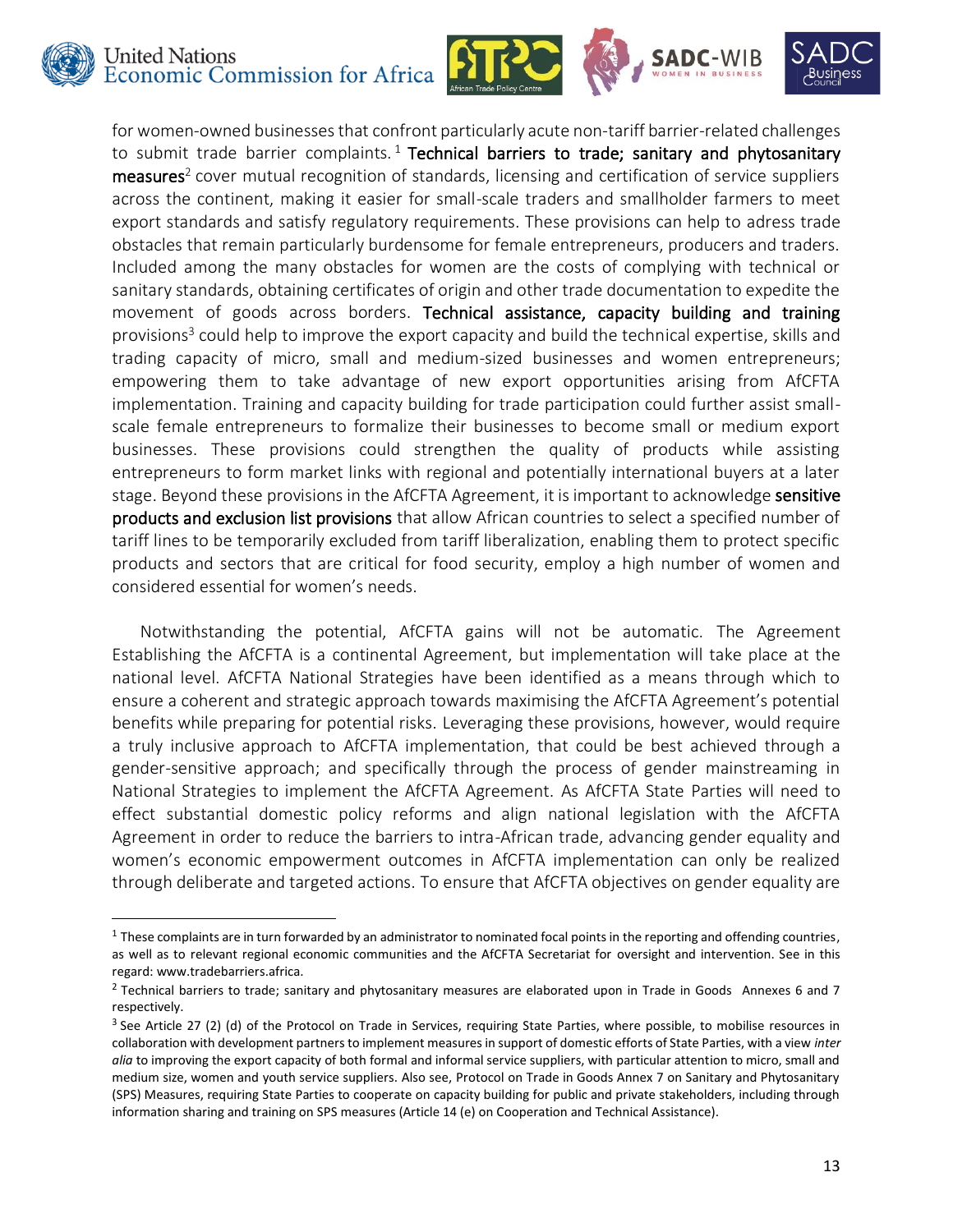for women-owned businesses that confront particularly acute non-tariff barrier-related challenges to submit trade barrier complaints.[1] **Technical barriers to trade; sanitary and phytosanitary measures**[2] cover mutual recognition of standards, licensing and certification of service suppliers across the continent, making it easier for small-scale traders and smallholder farmers to meet export standards and satisfy regulatory requirements. These provisions can help to adress trade obstacles that remain particularly burdensome for female entrepreneurs, producers and traders. Included among the many obstacles for women are the costs of complying with technical or sanitary standards, obtaining certificates of origin and other trade documentation to expedite the movement of goods across borders. **Technical assistance, capacity building and training** provisions[3] could help to improve the export capacity and build the technical expertise, skills and trading capacity of micro, small and medium-sized businesses and women entrepreneurs; empowering them to take advantage of new export opportunities arising from AfCFTA implementation. Training and capacity building for trade participation could further assist small-scale female entrepreneurs to formalize their businesses to become small or medium export businesses. These provisions could strengthen the quality of products while assisting entrepreneurs to form market links with regional and potentially international buyers at a later stage. Beyond these provisions in the AfCFTA Agreement, it is important to acknowledge **sensitive products and exclusion list provisions** that allow African countries to select a specified number of tariff lines to be temporarily excluded from tariff liberalization, enabling them to protect specific products and sectors that are critical for food security, employ a high number of women and considered essential for women's needs.

Notwithstanding the potential, AfCFTA gains will not be automatic. The Agreement Establishing the AfCFTA is a continental Agreement, but implementation will take place at the national level. AfCFTA National Strategies have been identified as a means through which to ensure a coherent and strategic approach towards maximising the AfCFTA Agreement's potential benefits while preparing for potential risks. Leveraging these provisions, however, would require a truly inclusive approach to AfCFTA implementation, that could be best achieved through a gender-sensitive approach; and specifically through the process of gender mainstreaming in National Strategies to implement the AfCFTA Agreement. As AfCFTA State Parties will need to effect substantial domestic policy reforms and align national legislation with the AfCFTA Agreement in order to reduce the barriers to intra-African trade, advancing gender equality and women's economic empowerment outcomes in AfCFTA implementation can only be realized through deliberate and targeted actions. To ensure that AfCFTA objectives on gender equality are

---

[1] These complaints are in turn forwarded by an administrator to nominated focal points in the reporting and offending countries, as well as to relevant regional economic communities and the AfCFTA Secretariat for oversight and intervention. See in this regard: www.tradebarriers.africa.

[2] Technical barriers to trade; sanitary and phytosanitary measures are elaborated upon in Trade in Goods Annexes 6 and 7 respectively.

[3] See Article 27 (2) (d) of the Protocol on Trade in Services, requiring State Parties, where possible, to mobilise resources in collaboration with development partners to implement measures in support of domestic efforts of State Parties, with a view *inter alia* to improving the export capacity of both formal and informal service suppliers, with particular attention to micro, small and medium size, women and youth service suppliers. Also see, Protocol on Trade in Goods Annex 7 on Sanitary and Phytosanitary (SPS) Measures, requiring State Parties to cooperate on capacity building for public and private stakeholders, including through information sharing and training on SPS measures (Article 14 (e) on Cooperation and Technical Assistance).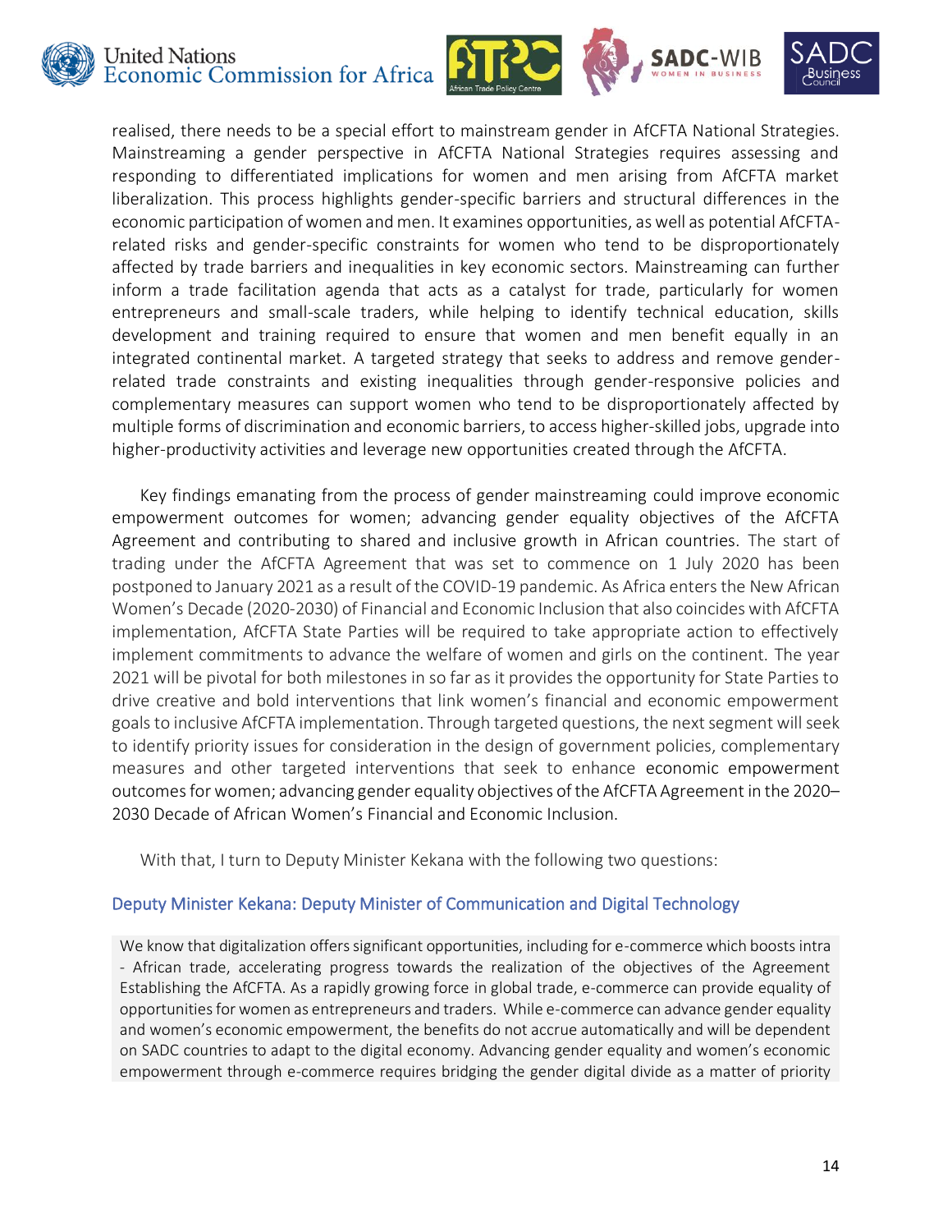realised, there needs to be a special effort to mainstream gender in AfCFTA National Strategies. Mainstreaming a gender perspective in AfCFTA National Strategies requires assessing and responding to differentiated implications for women and men arising from AfCFTA market liberalization. This process highlights gender-specific barriers and structural differences in the economic participation of women and men. It examines opportunities, as well as potential AfCFTA-related risks and gender-specific constraints for women who tend to be disproportionately affected by trade barriers and inequalities in key economic sectors. Mainstreaming can further inform a trade facilitation agenda that acts as a catalyst for trade, particularly for women entrepreneurs and small-scale traders, while helping to identify technical education, skills development and training required to ensure that women and men benefit equally in an integrated continental market. A targeted strategy that seeks to address and remove gender-related trade constraints and existing inequalities through gender-responsive policies and complementary measures can support women who tend to be disproportionately affected by multiple forms of discrimination and economic barriers, to access higher-skilled jobs, upgrade into higher-productivity activities and leverage new opportunities created through the AfCFTA.

Key findings emanating from the process of gender mainstreaming could improve economic empowerment outcomes for women; advancing gender equality objectives of the AfCFTA Agreement and contributing to shared and inclusive growth in African countries. The start of trading under the AfCFTA Agreement that was set to commence on 1 July 2020 has been postponed to January 2021 as a result of the COVID-19 pandemic. As Africa enters the New African Women's Decade (2020-2030) of Financial and Economic Inclusion that also coincides with AfCFTA implementation, AfCFTA State Parties will be required to take appropriate action to effectively implement commitments to advance the welfare of women and girls on the continent. The year 2021 will be pivotal for both milestones in so far as it provides the opportunity for State Parties to drive creative and bold interventions that link women's financial and economic empowerment goals to inclusive AfCFTA implementation. Through targeted questions, the next segment will seek to identify priority issues for consideration in the design of government policies, complementary measures and other targeted interventions that seek to enhance economic empowerment outcomes for women; advancing gender equality objectives of the AfCFTA Agreement in the 2020–2030 Decade of African Women's Financial and Economic Inclusion.

With that, I turn to Deputy Minister Kekana with the following two questions:

### Deputy Minister Kekana: Deputy Minister of Communication and Digital Technology

We know that digitalization offers significant opportunities, including for e-commerce which boosts intra - African trade, accelerating progress towards the realization of the objectives of the Agreement Establishing the AfCFTA. As a rapidly growing force in global trade, e-commerce can provide equality of opportunities for women as entrepreneurs and traders. While e-commerce can advance gender equality and women's economic empowerment, the benefits do not accrue automatically and will be dependent on SADC countries to adapt to the digital economy. Advancing gender equality and women's economic empowerment through e-commerce requires bridging the gender digital divide as a matter of priority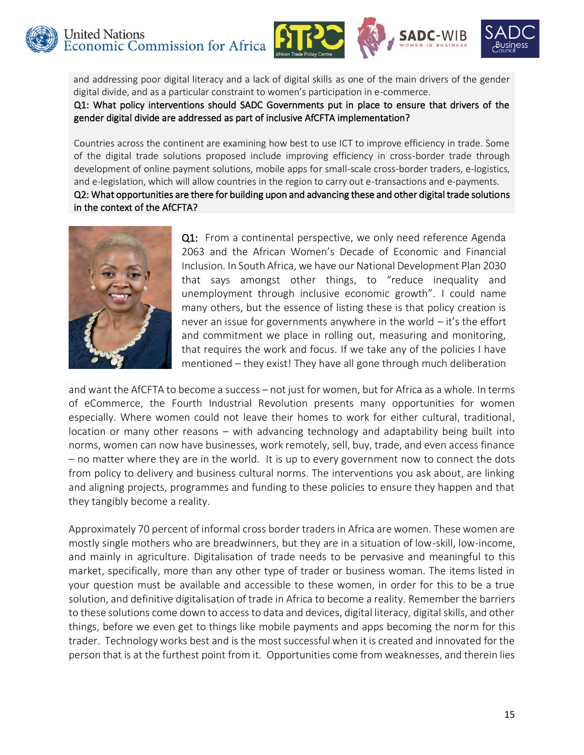and addressing poor digital literacy and a lack of digital skills as one of the main drivers of the gender digital divide, and as a particular constraint to women's participation in e-commerce.

**Q1: What policy interventions should SADC Governments put in place to ensure that drivers of the gender digital divide are addressed as part of inclusive AfCFTA implementation?**

Countries across the continent are examining how best to use ICT to improve efficiency in trade. Some of the digital trade solutions proposed include improving efficiency in cross-border trade through development of online payment solutions, mobile apps for small-scale cross-border traders, e-logistics, and e-legislation, which will allow countries in the region to carry out e-transactions and e-payments.

**Q2: What opportunities are there for building upon and advancing these and other digital trade solutions in the context of the AfCFTA?**

**Q1:** From a continental perspective, we only need reference Agenda 2063 and the African Women's Decade of Economic and Financial Inclusion. In South Africa, we have our National Development Plan 2030 that says amongst other things, to "reduce inequality and unemployment through inclusive economic growth". I could name many others, but the essence of listing these is that policy creation is never an issue for governments anywhere in the world – it's the effort and commitment we place in rolling out, measuring and monitoring, that requires the work and focus. If we take any of the policies I have mentioned – they exist! They have all gone through much deliberation and want the AfCFTA to become a success – not just for women, but for Africa as a whole. In terms of eCommerce, the Fourth Industrial Revolution presents many opportunities for women especially. Where women could not leave their homes to work for either cultural, traditional, location or many other reasons – with advancing technology and adaptability being built into norms, women can now have businesses, work remotely, sell, buy, trade, and even access finance – no matter where they are in the world. It is up to every government now to connect the dots from policy to delivery and business cultural norms. The interventions you ask about, are linking and aligning projects, programmes and funding to these policies to ensure they happen and that they tangibly become a reality.

Approximately 70 percent of informal cross border traders in Africa are women. These women are mostly single mothers who are breadwinners, but they are in a situation of low-skill, low-income, and mainly in agriculture. Digitalisation of trade needs to be pervasive and meaningful to this market, specifically, more than any other type of trader or business woman. The items listed in your question must be available and accessible to these women, in order for this to be a true solution, and definitive digitalisation of trade in Africa to become a reality. Remember the barriers to these solutions come down to access to data and devices, digital literacy, digital skills, and other things, before we even get to things like mobile payments and apps becoming the norm for this trader. Technology works best and is the most successful when it is created and innovated for the person that is at the furthest point from it. Opportunities come from weaknesses, and therein lies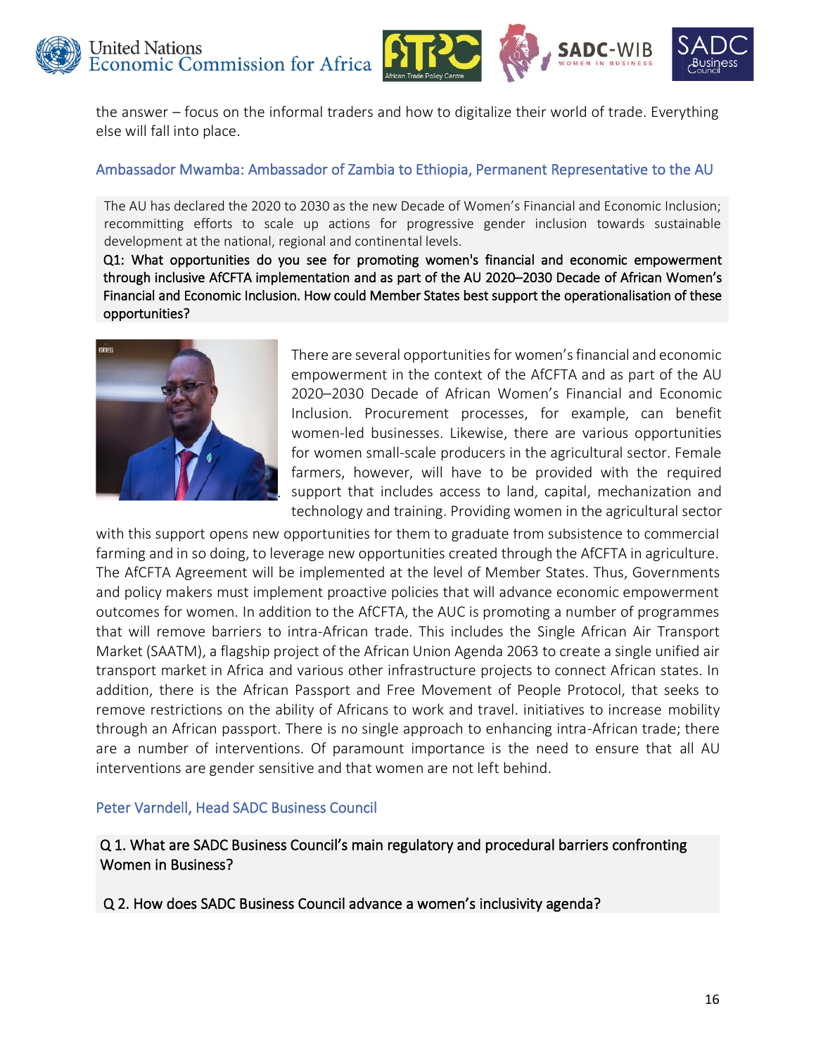the answer – focus on the informal traders and how to digitalize their world of trade. Everything else will fall into place.

### Ambassador Mwamba: Ambassador of Zambia to Ethiopia, Permanent Representative to the AU

The AU has declared the 2020 to 2030 as the new Decade of Women's Financial and Economic Inclusion; recommitting efforts to scale up actions for progressive gender inclusion towards sustainable development at the national, regional and continental levels.

**Q1: What opportunities do you see for promoting women's financial and economic empowerment through inclusive AfCFTA implementation and as part of the AU 2020–2030 Decade of African Women's Financial and Economic Inclusion. How could Member States best support the operationalisation of these opportunities?**

There are several opportunities for women's financial and economic empowerment in the context of the AfCFTA and as part of the AU 2020–2030 Decade of African Women's Financial and Economic Inclusion. Procurement processes, for example, can benefit women-led businesses. Likewise, there are various opportunities for women small-scale producers in the agricultural sector. Female farmers, however, will have to be provided with the required support that includes access to land, capital, mechanization and technology and training. Providing women in the agricultural sector with this support opens new opportunities for them to graduate from subsistence to commercial farming and in so doing, to leverage new opportunities created through the AfCFTA in agriculture. The AfCFTA Agreement will be implemented at the level of Member States. Thus, Governments and policy makers must implement proactive policies that will advance economic empowerment outcomes for women. In addition to the AfCFTA, the AUC is promoting a number of programmes that will remove barriers to intra-African trade. This includes the Single African Air Transport Market (SAATM), a flagship project of the African Union Agenda 2063 to create a single unified air transport market in Africa and various other infrastructure projects to connect African states. In addition, there is the African Passport and Free Movement of People Protocol, that seeks to remove restrictions on the ability of Africans to work and travel. initiatives to increase mobility through an African passport. There is no single approach to enhancing intra-African trade; there are a number of interventions. Of paramount importance is the need to ensure that all AU interventions are gender sensitive and that women are not left behind.

### Peter Varndell, Head SADC Business Council

**Q 1. What are SADC Business Council's main regulatory and procedural barriers confronting Women in Business?**

**Q 2. How does SADC Business Council advance a women's inclusivity agenda?**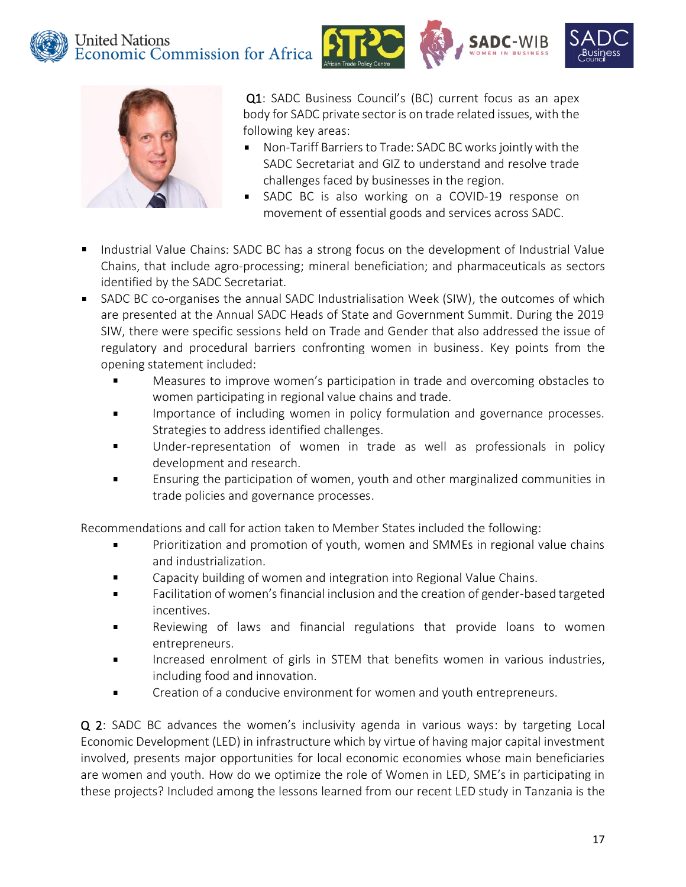**Q1**: SADC Business Council's (BC) current focus as an apex body for SADC private sector is on trade related issues, with the following key areas:

- Non-Tariff Barriers to Trade: SADC BC works jointly with the SADC Secretariat and GIZ to understand and resolve trade challenges faced by businesses in the region.
- SADC BC is also working on a COVID-19 response on movement of essential goods and services across SADC.
- Industrial Value Chains: SADC BC has a strong focus on the development of Industrial Value Chains, that include agro-processing; mineral beneficiation; and pharmaceuticals as sectors identified by the SADC Secretariat.
- SADC BC co-organises the annual SADC Industrialisation Week (SIW), the outcomes of which are presented at the Annual SADC Heads of State and Government Summit. During the 2019 SIW, there were specific sessions held on Trade and Gender that also addressed the issue of regulatory and procedural barriers confronting women in business. Key points from the opening statement included:
    - Measures to improve women's participation in trade and overcoming obstacles to women participating in regional value chains and trade.
    - Importance of including women in policy formulation and governance processes. Strategies to address identified challenges.
    - Under-representation of women in trade as well as professionals in policy development and research.
    - Ensuring the participation of women, youth and other marginalized communities in trade policies and governance processes.

Recommendations and call for action taken to Member States included the following:

- Prioritization and promotion of youth, women and SMMEs in regional value chains and industrialization.
- Capacity building of women and integration into Regional Value Chains.
- Facilitation of women's financial inclusion and the creation of gender-based targeted incentives.
- Reviewing of laws and financial regulations that provide loans to women entrepreneurs.
- Increased enrolment of girls in STEM that benefits women in various industries, including food and innovation.
- Creation of a conducive environment for women and youth entrepreneurs.

**Q 2**: SADC BC advances the women's inclusivity agenda in various ways: by targeting Local Economic Development (LED) in infrastructure which by virtue of having major capital investment involved, presents major opportunities for local economic economies whose main beneficiaries are women and youth. How do we optimize the role of Women in LED, SME's in participating in these projects? Included among the lessons learned from our recent LED study in Tanzania is the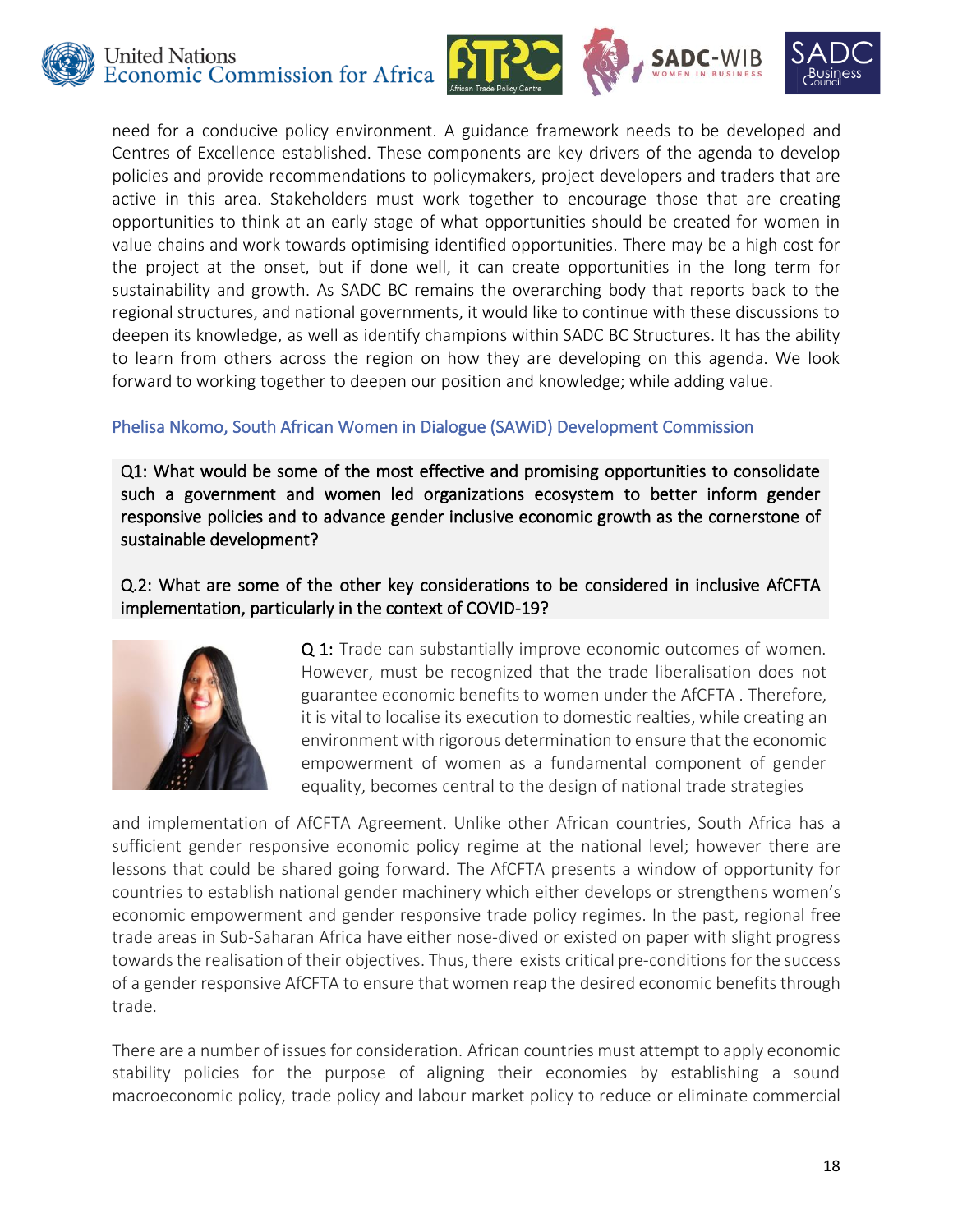need for a conducive policy environment. A guidance framework needs to be developed and Centres of Excellence established. These components are key drivers of the agenda to develop policies and provide recommendations to policymakers, project developers and traders that are active in this area. Stakeholders must work together to encourage those that are creating opportunities to think at an early stage of what opportunities should be created for women in value chains and work towards optimising identified opportunities. There may be a high cost for the project at the onset, but if done well, it can create opportunities in the long term for sustainability and growth. As SADC BC remains the overarching body that reports back to the regional structures, and national governments, it would like to continue with these discussions to deepen its knowledge, as well as identify champions within SADC BC Structures. It has the ability to learn from others across the region on how they are developing on this agenda. We look forward to working together to deepen our position and knowledge; while adding value.

### Phelisa Nkomo, South African Women in Dialogue (SAWiD) Development Commission

Q1: What would be some of the most effective and promising opportunities to consolidate such a government and women led organizations ecosystem to better inform gender responsive policies and to advance gender inclusive economic growth as the cornerstone of sustainable development?

Q.2: What are some of the other key considerations to be considered in inclusive AfCFTA implementation, particularly in the context of COVID-19?

**Q 1:** Trade can substantially improve economic outcomes of women. However, must be recognized that the trade liberalisation does not guarantee economic benefits to women under the AfCFTA . Therefore, it is vital to localise its execution to domestic realties, while creating an environment with rigorous determination to ensure that the economic empowerment of women as a fundamental component of gender equality, becomes central to the design of national trade strategies and implementation of AfCFTA Agreement. Unlike other African countries, South Africa has a sufficient gender responsive economic policy regime at the national level; however there are lessons that could be shared going forward. The AfCFTA presents a window of opportunity for countries to establish national gender machinery which either develops or strengthens women's economic empowerment and gender responsive trade policy regimes. In the past, regional free trade areas in Sub-Saharan Africa have either nose-dived or existed on paper with slight progress towards the realisation of their objectives. Thus, there exists critical pre-conditions for the success of a gender responsive AfCFTA to ensure that women reap the desired economic benefits through trade.

There are a number of issues for consideration. African countries must attempt to apply economic stability policies for the purpose of aligning their economies by establishing a sound macroeconomic policy, trade policy and labour market policy to reduce or eliminate commercial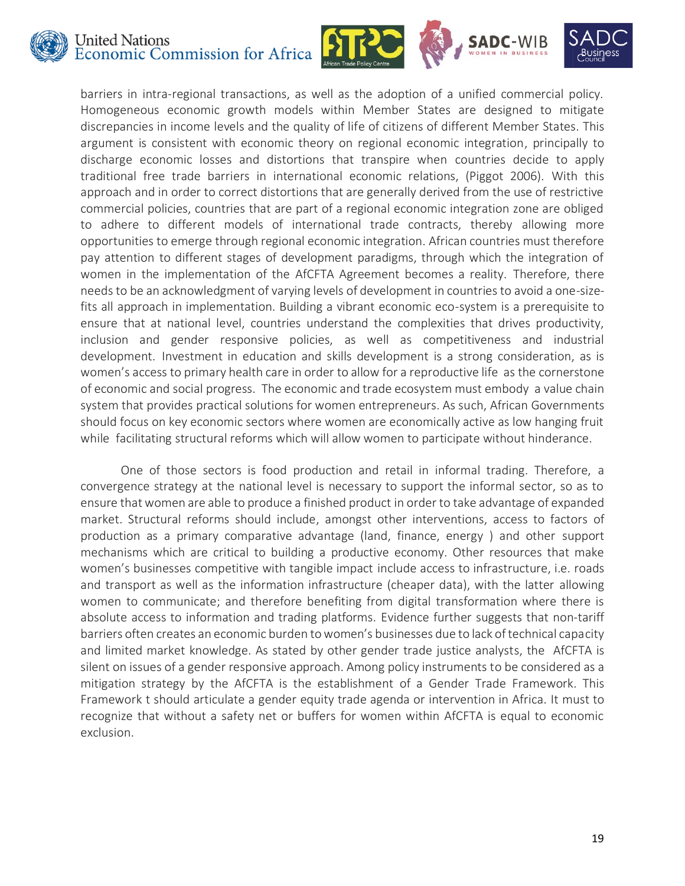barriers in intra-regional transactions, as well as the adoption of a unified commercial policy. Homogeneous economic growth models within Member States are designed to mitigate discrepancies in income levels and the quality of life of citizens of different Member States. This argument is consistent with economic theory on regional economic integration, principally to discharge economic losses and distortions that transpire when countries decide to apply traditional free trade barriers in international economic relations, (Piggot 2006). With this approach and in order to correct distortions that are generally derived from the use of restrictive commercial policies, countries that are part of a regional economic integration zone are obliged to adhere to different models of international trade contracts, thereby allowing more opportunities to emerge through regional economic integration. African countries must therefore pay attention to different stages of development paradigms, through which the integration of women in the implementation of the AfCFTA Agreement becomes a reality. Therefore, there needs to be an acknowledgment of varying levels of development in countries to avoid a one-size-fits all approach in implementation. Building a vibrant economic eco-system is a prerequisite to ensure that at national level, countries understand the complexities that drives productivity, inclusion and gender responsive policies, as well as competitiveness and industrial development. Investment in education and skills development is a strong consideration, as is women's access to primary health care in order to allow for a reproductive life as the cornerstone of economic and social progress. The economic and trade ecosystem must embody a value chain system that provides practical solutions for women entrepreneurs. As such, African Governments should focus on key economic sectors where women are economically active as low hanging fruit while facilitating structural reforms which will allow women to participate without hinderance.

One of those sectors is food production and retail in informal trading. Therefore, a convergence strategy at the national level is necessary to support the informal sector, so as to ensure that women are able to produce a finished product in order to take advantage of expanded market. Structural reforms should include, amongst other interventions, access to factors of production as a primary comparative advantage (land, finance, energy ) and other support mechanisms which are critical to building a productive economy. Other resources that make women's businesses competitive with tangible impact include access to infrastructure, i.e. roads and transport as well as the information infrastructure (cheaper data), with the latter allowing women to communicate; and therefore benefiting from digital transformation where there is absolute access to information and trading platforms. Evidence further suggests that non-tariff barriers often creates an economic burden to women's businesses due to lack of technical capacity and limited market knowledge. As stated by other gender trade justice analysts, the AfCFTA is silent on issues of a gender responsive approach. Among policy instruments to be considered as a mitigation strategy by the AfCFTA is the establishment of a Gender Trade Framework. This Framework t should articulate a gender equity trade agenda or intervention in Africa. It must to recognize that without a safety net or buffers for women within AfCFTA is equal to economic exclusion.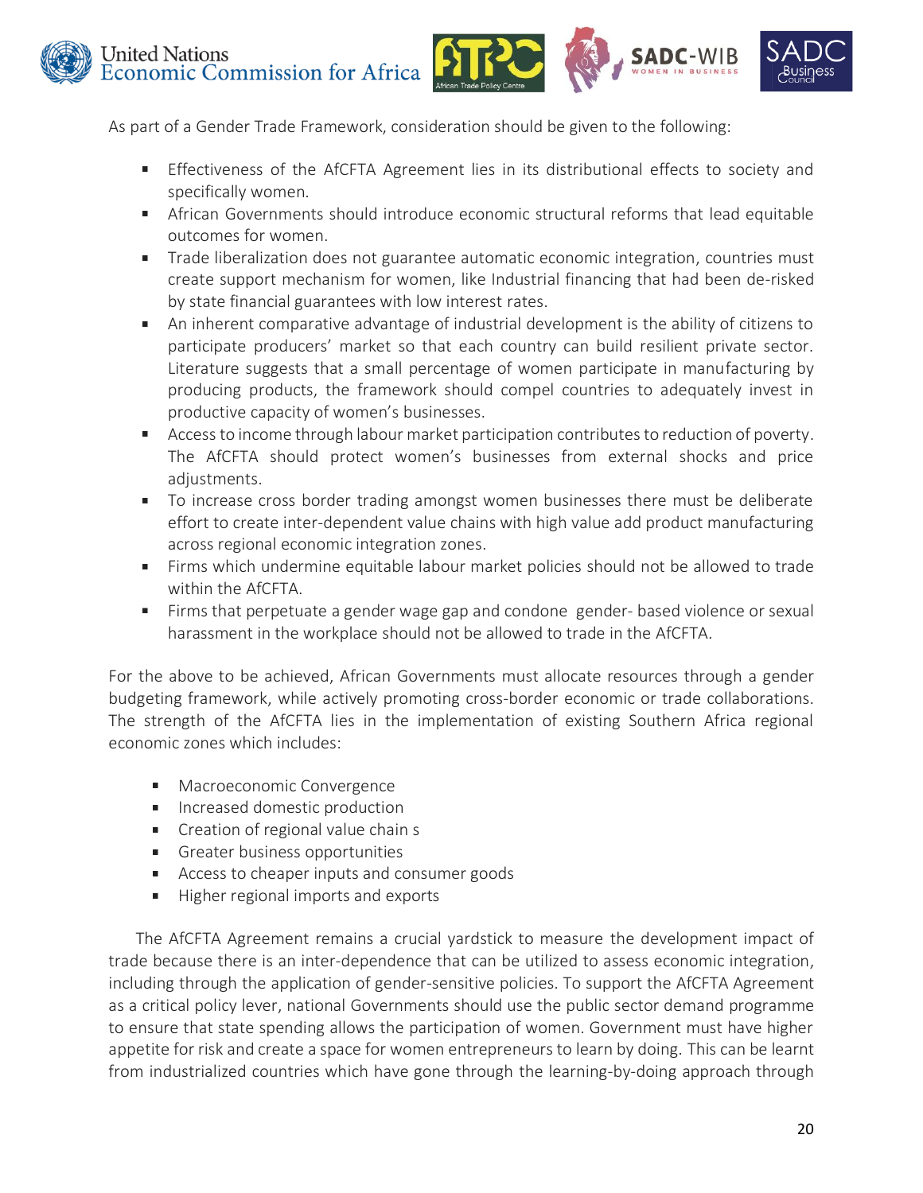As part of a Gender Trade Framework, consideration should be given to the following:

- Effectiveness of the AfCFTA Agreement lies in its distributional effects to society and specifically women.
- African Governments should introduce economic structural reforms that lead equitable outcomes for women.
- Trade liberalization does not guarantee automatic economic integration, countries must create support mechanism for women, like Industrial financing that had been de-risked by state financial guarantees with low interest rates.
- An inherent comparative advantage of industrial development is the ability of citizens to participate producers' market so that each country can build resilient private sector. Literature suggests that a small percentage of women participate in manufacturing by producing products, the framework should compel countries to adequately invest in productive capacity of women's businesses.
- Access to income through labour market participation contributes to reduction of poverty. The AfCFTA should protect women's businesses from external shocks and price adjustments.
- To increase cross border trading amongst women businesses there must be deliberate effort to create inter-dependent value chains with high value add product manufacturing across regional economic integration zones.
- Firms which undermine equitable labour market policies should not be allowed to trade within the AfCFTA.
- Firms that perpetuate a gender wage gap and condone gender- based violence or sexual harassment in the workplace should not be allowed to trade in the AfCFTA.

For the above to be achieved, African Governments must allocate resources through a gender budgeting framework, while actively promoting cross-border economic or trade collaborations. The strength of the AfCFTA lies in the implementation of existing Southern Africa regional economic zones which includes:

- Macroeconomic Convergence
- Increased domestic production
- Creation of regional value chain s
- Greater business opportunities
- Access to cheaper inputs and consumer goods
- Higher regional imports and exports

The AfCFTA Agreement remains a crucial yardstick to measure the development impact of trade because there is an inter-dependence that can be utilized to assess economic integration, including through the application of gender-sensitive policies. To support the AfCFTA Agreement as a critical policy lever, national Governments should use the public sector demand programme to ensure that state spending allows the participation of women. Government must have higher appetite for risk and create a space for women entrepreneurs to learn by doing. This can be learnt from industrialized countries which have gone through the learning-by-doing approach through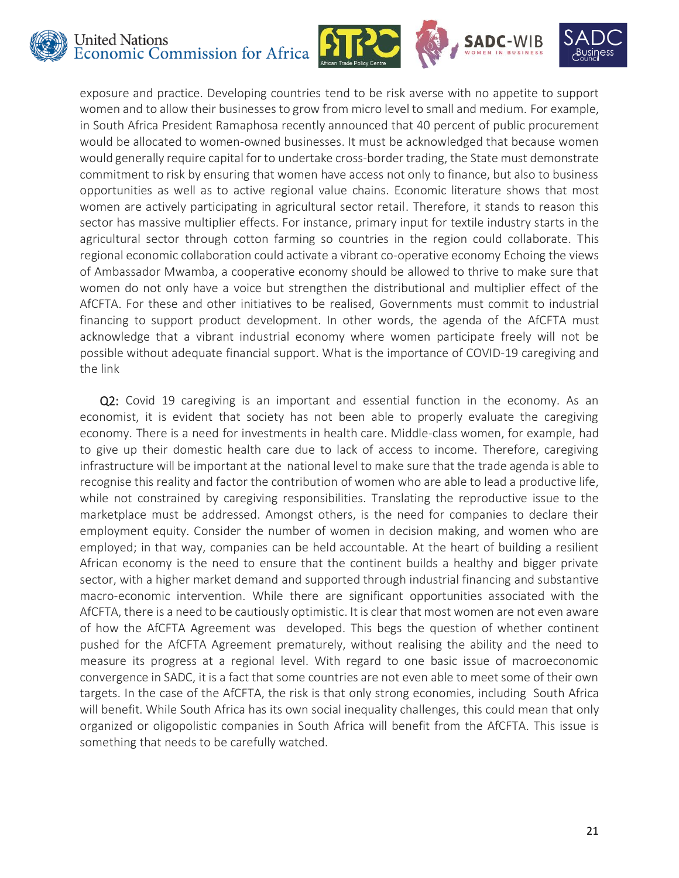exposure and practice. Developing countries tend to be risk averse with no appetite to support women and to allow their businesses to grow from micro level to small and medium. For example, in South Africa President Ramaphosa recently announced that 40 percent of public procurement would be allocated to women-owned businesses. It must be acknowledged that because women would generally require capital for to undertake cross-border trading, the State must demonstrate commitment to risk by ensuring that women have access not only to finance, but also to business opportunities as well as to active regional value chains. Economic literature shows that most women are actively participating in agricultural sector retail. Therefore, it stands to reason this sector has massive multiplier effects. For instance, primary input for textile industry starts in the agricultural sector through cotton farming so countries in the region could collaborate. This regional economic collaboration could activate a vibrant co-operative economy Echoing the views of Ambassador Mwamba, a cooperative economy should be allowed to thrive to make sure that women do not only have a voice but strengthen the distributional and multiplier effect of the AfCFTA. For these and other initiatives to be realised, Governments must commit to industrial financing to support product development. In other words, the agenda of the AfCFTA must acknowledge that a vibrant industrial economy where women participate freely will not be possible without adequate financial support. What is the importance of COVID-19 caregiving and the link

**Q2:** Covid 19 caregiving is an important and essential function in the economy. As an economist, it is evident that society has not been able to properly evaluate the caregiving economy. There is a need for investments in health care. Middle-class women, for example, had to give up their domestic health care due to lack of access to income. Therefore, caregiving infrastructure will be important at the national level to make sure that the trade agenda is able to recognise this reality and factor the contribution of women who are able to lead a productive life, while not constrained by caregiving responsibilities. Translating the reproductive issue to the marketplace must be addressed. Amongst others, is the need for companies to declare their employment equity. Consider the number of women in decision making, and women who are employed; in that way, companies can be held accountable. At the heart of building a resilient African economy is the need to ensure that the continent builds a healthy and bigger private sector, with a higher market demand and supported through industrial financing and substantive macro-economic intervention. While there are significant opportunities associated with the AfCFTA, there is a need to be cautiously optimistic. It is clear that most women are not even aware of how the AfCFTA Agreement was developed. This begs the question of whether continent pushed for the AfCFTA Agreement prematurely, without realising the ability and the need to measure its progress at a regional level. With regard to one basic issue of macroeconomic convergence in SADC, it is a fact that some countries are not even able to meet some of their own targets. In the case of the AfCFTA, the risk is that only strong economies, including South Africa will benefit. While South Africa has its own social inequality challenges, this could mean that only organized or oligopolistic companies in South Africa will benefit from the AfCFTA. This issue is something that needs to be carefully watched.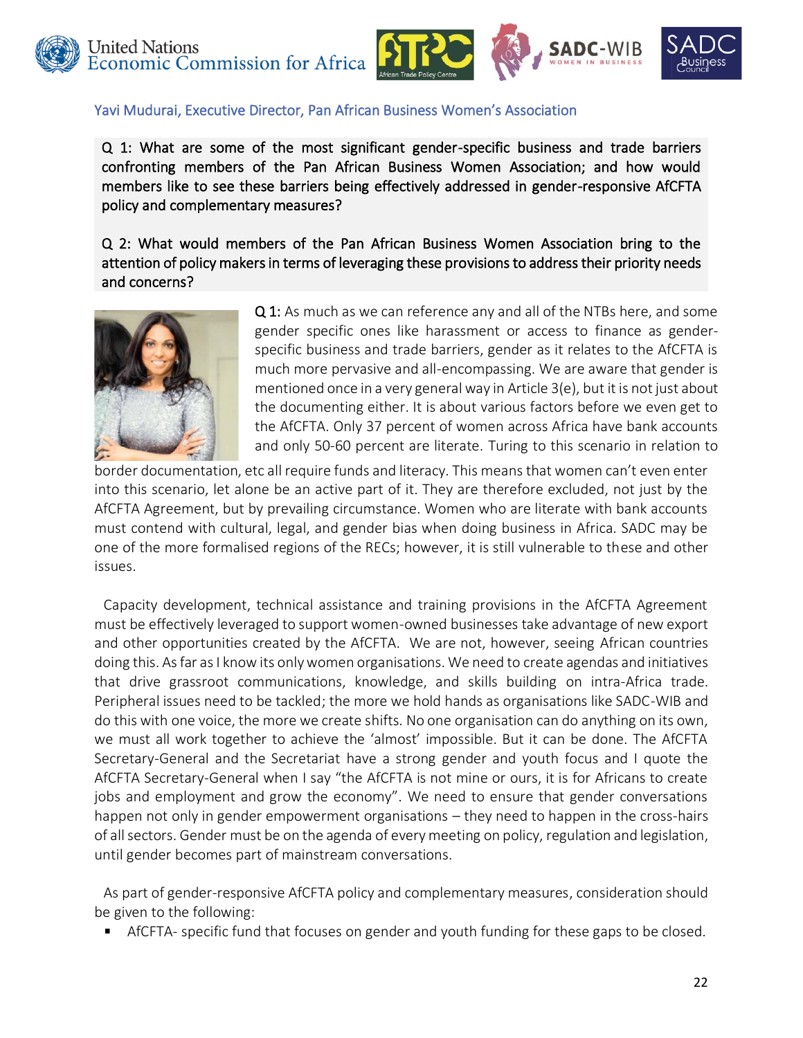Yavi Mudurai, Executive Director, Pan African Business Women's Association

**Q 1:** What are some of the most significant gender-specific business and trade barriers confronting members of the Pan African Business Women Association; and how would members like to see these barriers being effectively addressed in gender-responsive AfCFTA policy and complementary measures?

**Q 2:** What would members of the Pan African Business Women Association bring to the attention of policy makers in terms of leveraging these provisions to address their priority needs and concerns?

**Q 1:** As much as we can reference any and all of the NTBs here, and some gender specific ones like harassment or access to finance as gender-specific business and trade barriers, gender as it relates to the AfCFTA is much more pervasive and all-encompassing. We are aware that gender is mentioned once in a very general way in Article 3(e), but it is not just about the documenting either. It is about various factors before we even get to the AfCFTA. Only 37 percent of women across Africa have bank accounts and only 50-60 percent are literate. Turing to this scenario in relation to border documentation, etc all require funds and literacy. This means that women can't even enter into this scenario, let alone be an active part of it. They are therefore excluded, not just by the AfCFTA Agreement, but by prevailing circumstance. Women who are literate with bank accounts must contend with cultural, legal, and gender bias when doing business in Africa. SADC may be one of the more formalised regions of the RECs; however, it is still vulnerable to these and other issues.

Capacity development, technical assistance and training provisions in the AfCFTA Agreement must be effectively leveraged to support women-owned businesses take advantage of new export and other opportunities created by the AfCFTA. We are not, however, seeing African countries doing this. As far as I know its only women organisations. We need to create agendas and initiatives that drive grassroot communications, knowledge, and skills building on intra-Africa trade. Peripheral issues need to be tackled; the more we hold hands as organisations like SADC-WIB and do this with one voice, the more we create shifts. No one organisation can do anything on its own, we must all work together to achieve the 'almost' impossible. But it can be done. The AfCFTA Secretary-General and the Secretariat have a strong gender and youth focus and I quote the AfCFTA Secretary-General when I say "the AfCFTA is not mine or ours, it is for Africans to create jobs and employment and grow the economy". We need to ensure that gender conversations happen not only in gender empowerment organisations – they need to happen in the cross-hairs of all sectors. Gender must be on the agenda of every meeting on policy, regulation and legislation, until gender becomes part of mainstream conversations.

As part of gender-responsive AfCFTA policy and complementary measures, consideration should be given to the following:

- AfCFTA- specific fund that focuses on gender and youth funding for these gaps to be closed.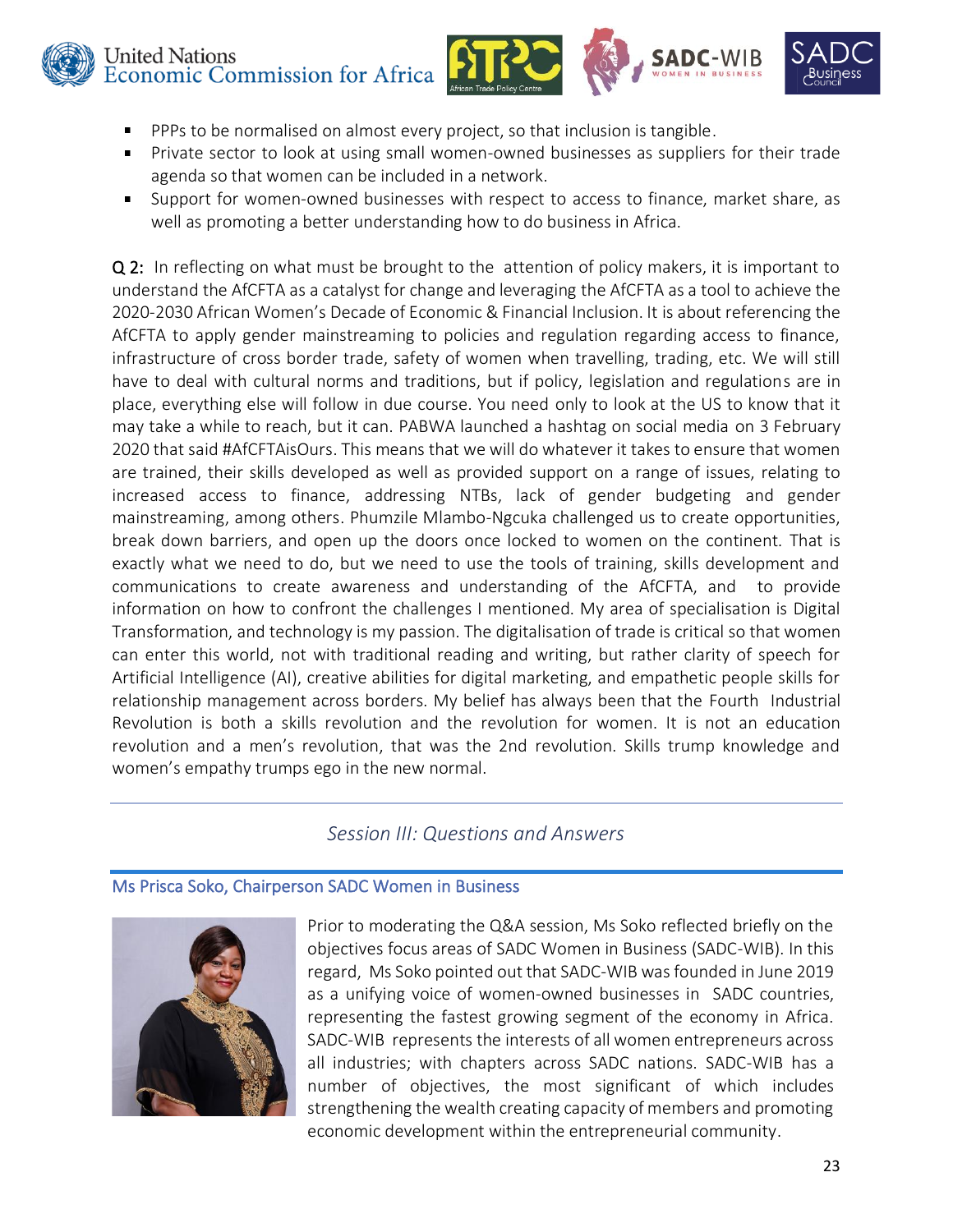- PPPs to be normalised on almost every project, so that inclusion is tangible.
- Private sector to look at using small women-owned businesses as suppliers for their trade agenda so that women can be included in a network.
- Support for women-owned businesses with respect to access to finance, market share, as well as promoting a better understanding how to do business in Africa.

**Q 2:** In reflecting on what must be brought to the attention of policy makers, it is important to understand the AfCFTA as a catalyst for change and leveraging the AfCFTA as a tool to achieve the 2020-2030 African Women's Decade of Economic & Financial Inclusion. It is about referencing the AfCFTA to apply gender mainstreaming to policies and regulation regarding access to finance, infrastructure of cross border trade, safety of women when travelling, trading, etc. We will still have to deal with cultural norms and traditions, but if policy, legislation and regulations are in place, everything else will follow in due course. You need only to look at the US to know that it may take a while to reach, but it can. PABWA launched a hashtag on social media on 3 February 2020 that said #AfCFTAisOurs. This means that we will do whatever it takes to ensure that women are trained, their skills developed as well as provided support on a range of issues, relating to increased access to finance, addressing NTBs, lack of gender budgeting and gender mainstreaming, among others. Phumzile Mlambo-Ngcuka challenged us to create opportunities, break down barriers, and open up the doors once locked to women on the continent. That is exactly what we need to do, but we need to use the tools of training, skills development and communications to create awareness and understanding of the AfCFTA, and to provide information on how to confront the challenges I mentioned. My area of specialisation is Digital Transformation, and technology is my passion. The digitalisation of trade is critical so that women can enter this world, not with traditional reading and writing, but rather clarity of speech for Artificial Intelligence (AI), creative abilities for digital marketing, and empathetic people skills for relationship management across borders. My belief has always been that the Fourth Industrial Revolution is both a skills revolution and the revolution for women. It is not an education revolution and a men's revolution, that was the 2nd revolution. Skills trump knowledge and women's empathy trumps ego in the new normal.

## *Session III: Questions and Answers*

### Ms Prisca Soko, Chairperson SADC Women in Business

Prior to moderating the Q&A session, Ms Soko reflected briefly on the objectives focus areas of SADC Women in Business (SADC-WIB). In this regard, Ms Soko pointed out that SADC-WIB was founded in June 2019 as a unifying voice of women-owned businesses in SADC countries, representing the fastest growing segment of the economy in Africa. SADC-WIB represents the interests of all women entrepreneurs across all industries; with chapters across SADC nations. SADC-WIB has a number of objectives, the most significant of which includes strengthening the wealth creating capacity of members and promoting economic development within the entrepreneurial community.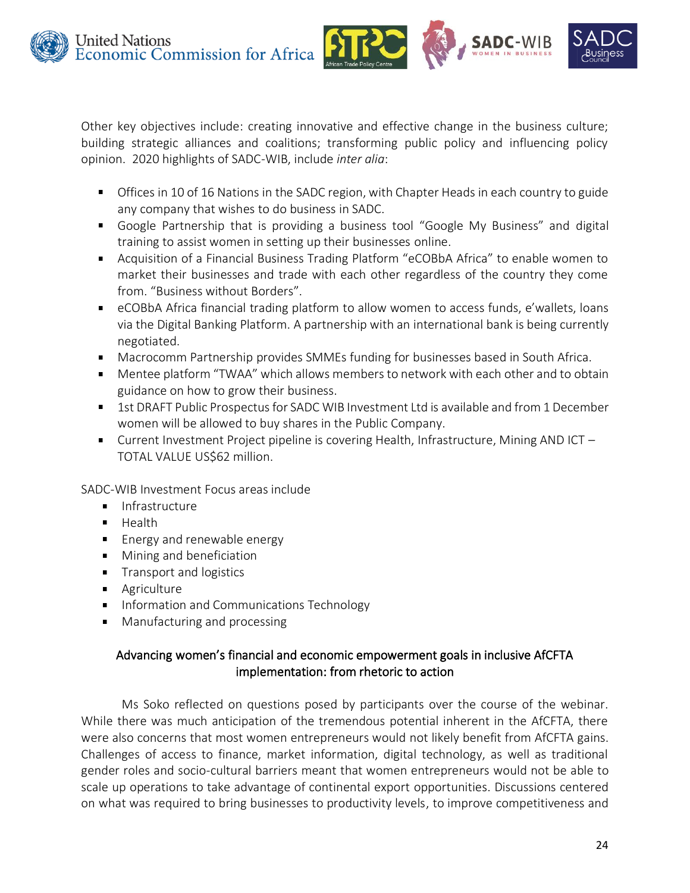Other key objectives include: creating innovative and effective change in the business culture; building strategic alliances and coalitions; transforming public policy and influencing policy opinion. 2020 highlights of SADC-WIB, include *inter alia*:

- Offices in 10 of 16 Nations in the SADC region, with Chapter Heads in each country to guide any company that wishes to do business in SADC.
- Google Partnership that is providing a business tool "Google My Business" and digital training to assist women in setting up their businesses online.
- Acquisition of a Financial Business Trading Platform "eCOBbA Africa" to enable women to market their businesses and trade with each other regardless of the country they come from. "Business without Borders".
- eCOBbA Africa financial trading platform to allow women to access funds, e'wallets, loans via the Digital Banking Platform. A partnership with an international bank is being currently negotiated.
- Macrocomm Partnership provides SMMEs funding for businesses based in South Africa.
- Mentee platform "TWAA" which allows members to network with each other and to obtain guidance on how to grow their business.
- 1st DRAFT Public Prospectus for SADC WIB Investment Ltd is available and from 1 December women will be allowed to buy shares in the Public Company.
- Current Investment Project pipeline is covering Health, Infrastructure, Mining AND ICT – TOTAL VALUE US$62 million.

SADC-WIB Investment Focus areas include

- Infrastructure
- Health
- Energy and renewable energy
- Mining and beneficiation
- Transport and logistics
- Agriculture
- Information and Communications Technology
- Manufacturing and processing

## Advancing women's financial and economic empowerment goals in inclusive AfCFTA implementation: from rhetoric to action

Ms Soko reflected on questions posed by participants over the course of the webinar. While there was much anticipation of the tremendous potential inherent in the AfCFTA, there were also concerns that most women entrepreneurs would not likely benefit from AfCFTA gains. Challenges of access to finance, market information, digital technology, as well as traditional gender roles and socio-cultural barriers meant that women entrepreneurs would not be able to scale up operations to take advantage of continental export opportunities. Discussions centered on what was required to bring businesses to productivity levels, to improve competitiveness and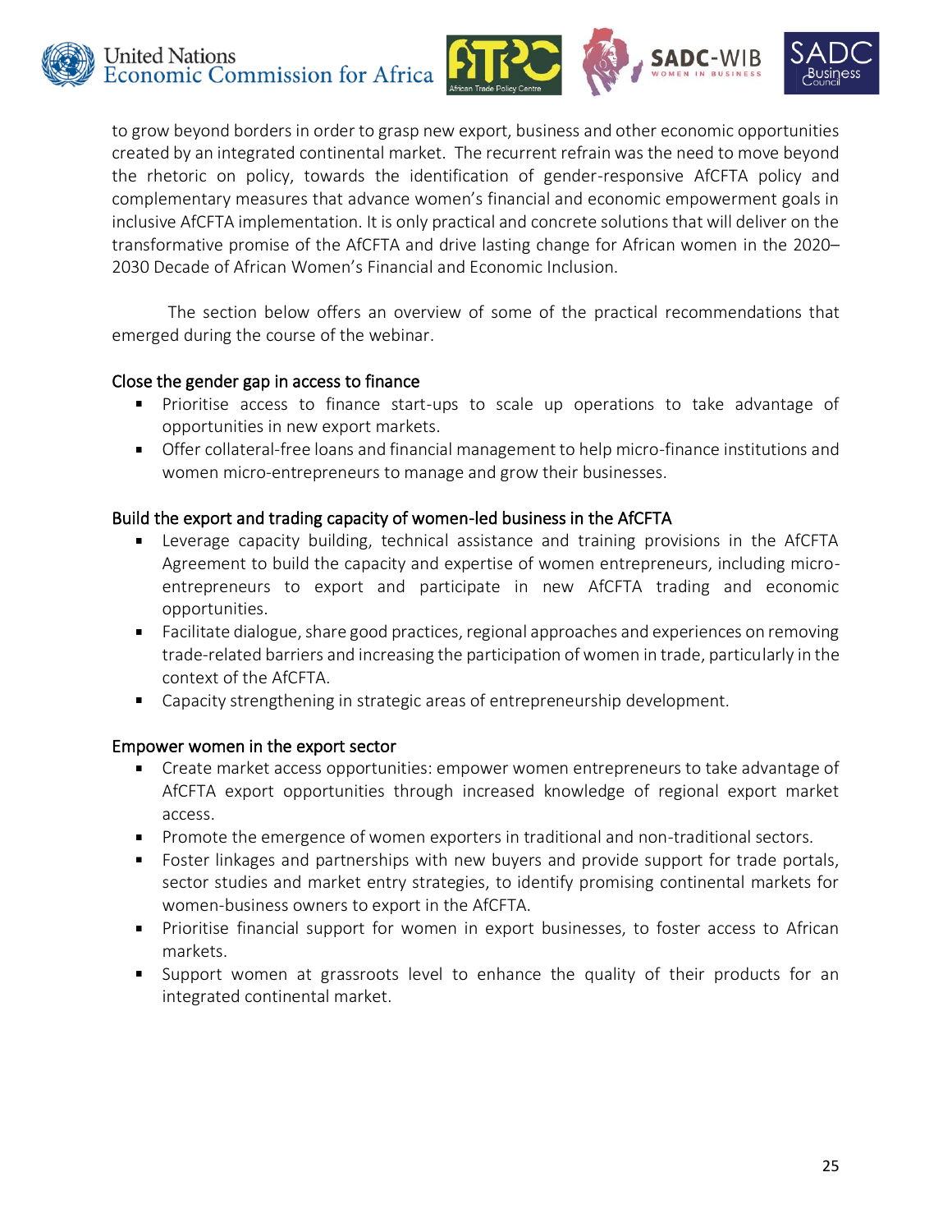to grow beyond borders in order to grasp new export, business and other economic opportunities created by an integrated continental market. The recurrent refrain was the need to move beyond the rhetoric on policy, towards the identification of gender-responsive AfCFTA policy and complementary measures that advance women's financial and economic empowerment goals in inclusive AfCFTA implementation. It is only practical and concrete solutions that will deliver on the transformative promise of the AfCFTA and drive lasting change for African women in the 2020–2030 Decade of African Women's Financial and Economic Inclusion.

The section below offers an overview of some of the practical recommendations that emerged during the course of the webinar.

### Close the gender gap in access to finance

- Prioritise access to finance start-ups to scale up operations to take advantage of opportunities in new export markets.
- Offer collateral-free loans and financial management to help micro-finance institutions and women micro-entrepreneurs to manage and grow their businesses.

### Build the export and trading capacity of women-led business in the AfCFTA

- Leverage capacity building, technical assistance and training provisions in the AfCFTA Agreement to build the capacity and expertise of women entrepreneurs, including micro-entrepreneurs to export and participate in new AfCFTA trading and economic opportunities.
- Facilitate dialogue, share good practices, regional approaches and experiences on removing trade-related barriers and increasing the participation of women in trade, particularly in the context of the AfCFTA.
- Capacity strengthening in strategic areas of entrepreneurship development.

### Empower women in the export sector

- Create market access opportunities: empower women entrepreneurs to take advantage of AfCFTA export opportunities through increased knowledge of regional export market access.
- Promote the emergence of women exporters in traditional and non-traditional sectors.
- Foster linkages and partnerships with new buyers and provide support for trade portals, sector studies and market entry strategies, to identify promising continental markets for women-business owners to export in the AfCFTA.
- Prioritise financial support for women in export businesses, to foster access to African markets.
- Support women at grassroots level to enhance the quality of their products for an integrated continental market.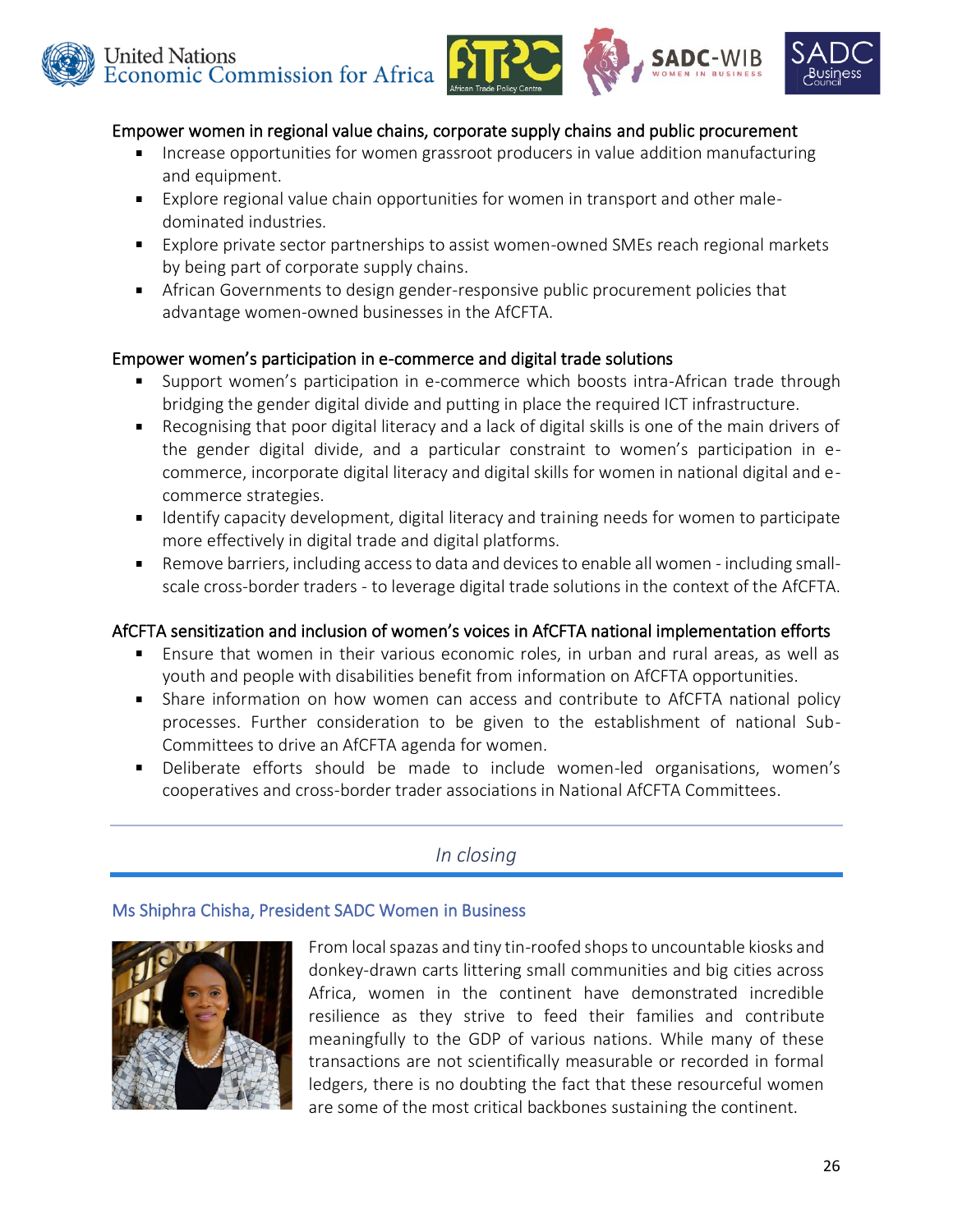### Empower women in regional value chains, corporate supply chains and public procurement

- Increase opportunities for women grassroot producers in value addition manufacturing and equipment.
- Explore regional value chain opportunities for women in transport and other male-dominated industries.
- Explore private sector partnerships to assist women-owned SMEs reach regional markets by being part of corporate supply chains.
- African Governments to design gender-responsive public procurement policies that advantage women-owned businesses in the AfCFTA.

### Empower women's participation in e-commerce and digital trade solutions

- Support women's participation in e-commerce which boosts intra-African trade through bridging the gender digital divide and putting in place the required ICT infrastructure.
- Recognising that poor digital literacy and a lack of digital skills is one of the main drivers of the gender digital divide, and a particular constraint to women's participation in e-commerce, incorporate digital literacy and digital skills for women in national digital and e-commerce strategies.
- Identify capacity development, digital literacy and training needs for women to participate more effectively in digital trade and digital platforms.
- Remove barriers, including access to data and devices to enable all women - including small-scale cross-border traders - to leverage digital trade solutions in the context of the AfCFTA.

### AfCFTA sensitization and inclusion of women's voices in AfCFTA national implementation efforts

- Ensure that women in their various economic roles, in urban and rural areas, as well as youth and people with disabilities benefit from information on AfCFTA opportunities.
- Share information on how women can access and contribute to AfCFTA national policy processes. Further consideration to be given to the establishment of national Sub-Committees to drive an AfCFTA agenda for women.
- Deliberate efforts should be made to include women-led organisations, women's cooperatives and cross-border trader associations in National AfCFTA Committees.

## *In closing*

### Ms Shiphra Chisha, President SADC Women in Business

From local spazas and tiny tin-roofed shops to uncountable kiosks and donkey-drawn carts littering small communities and big cities across Africa, women in the continent have demonstrated incredible resilience as they strive to feed their families and contribute meaningfully to the GDP of various nations. While many of these transactions are not scientifically measurable or recorded in formal ledgers, there is no doubting the fact that these resourceful women are some of the most critical backbones sustaining the continent.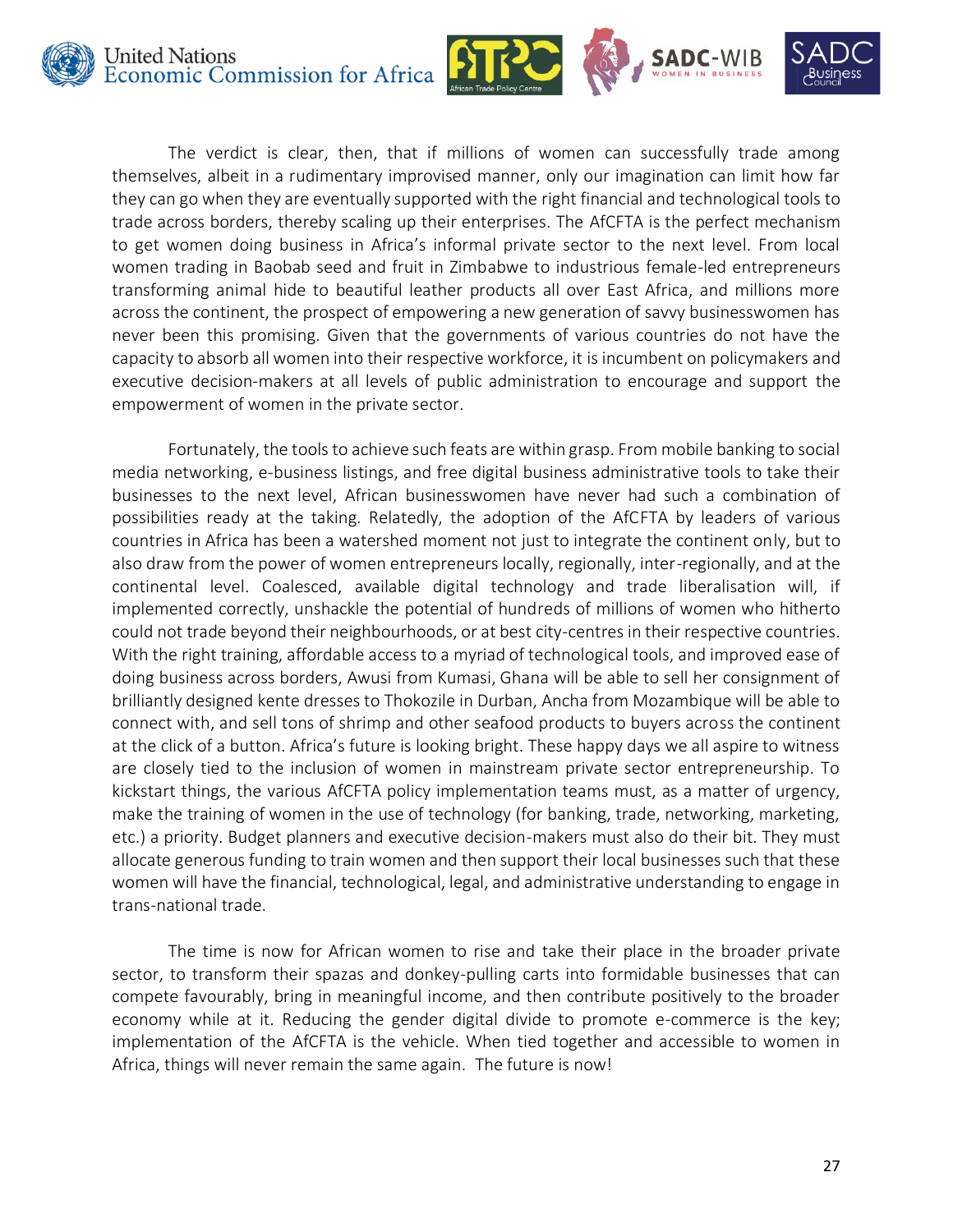The verdict is clear, then, that if millions of women can successfully trade among themselves, albeit in a rudimentary improvised manner, only our imagination can limit how far they can go when they are eventually supported with the right financial and technological tools to trade across borders, thereby scaling up their enterprises. The AfCFTA is the perfect mechanism to get women doing business in Africa's informal private sector to the next level. From local women trading in Baobab seed and fruit in Zimbabwe to industrious female-led entrepreneurs transforming animal hide to beautiful leather products all over East Africa, and millions more across the continent, the prospect of empowering a new generation of savvy businesswomen has never been this promising. Given that the governments of various countries do not have the capacity to absorb all women into their respective workforce, it is incumbent on policymakers and executive decision-makers at all levels of public administration to encourage and support the empowerment of women in the private sector.

Fortunately, the tools to achieve such feats are within grasp. From mobile banking to social media networking, e-business listings, and free digital business administrative tools to take their businesses to the next level, African businesswomen have never had such a combination of possibilities ready at the taking. Relatedly, the adoption of the AfCFTA by leaders of various countries in Africa has been a watershed moment not just to integrate the continent only, but to also draw from the power of women entrepreneurs locally, regionally, inter-regionally, and at the continental level. Coalesced, available digital technology and trade liberalisation will, if implemented correctly, unshackle the potential of hundreds of millions of women who hitherto could not trade beyond their neighbourhoods, or at best city-centres in their respective countries. With the right training, affordable access to a myriad of technological tools, and improved ease of doing business across borders, Awusi from Kumasi, Ghana will be able to sell her consignment of brilliantly designed kente dresses to Thokozile in Durban, Ancha from Mozambique will be able to connect with, and sell tons of shrimp and other seafood products to buyers across the continent at the click of a button. Africa's future is looking bright. These happy days we all aspire to witness are closely tied to the inclusion of women in mainstream private sector entrepreneurship. To kickstart things, the various AfCFTA policy implementation teams must, as a matter of urgency, make the training of women in the use of technology (for banking, trade, networking, marketing, etc.) a priority. Budget planners and executive decision-makers must also do their bit. They must allocate generous funding to train women and then support their local businesses such that these women will have the financial, technological, legal, and administrative understanding to engage in trans-national trade.

The time is now for African women to rise and take their place in the broader private sector, to transform their spazas and donkey-pulling carts into formidable businesses that can compete favourably, bring in meaningful income, and then contribute positively to the broader economy while at it. Reducing the gender digital divide to promote e-commerce is the key; implementation of the AfCFTA is the vehicle. When tied together and accessible to women in Africa, things will never remain the same again. The future is now!